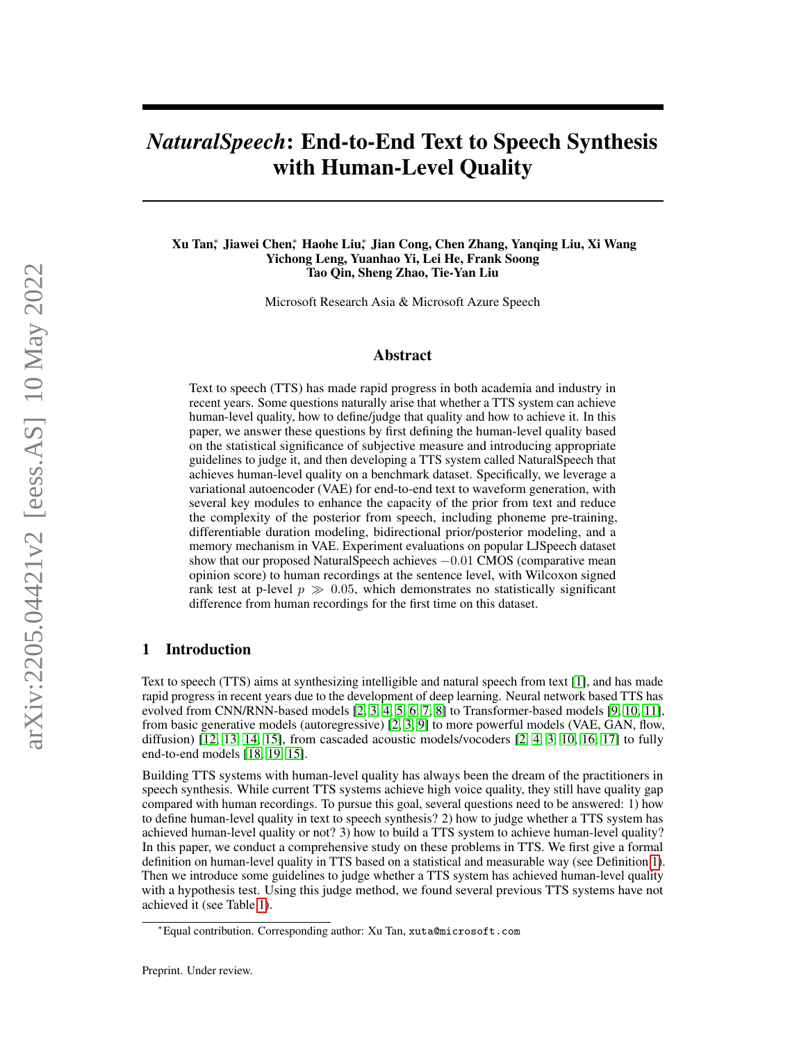# *NaturalSpeech*: End-to-End Text to Speech Synthesis with Human-Level Quality

**Xu Tan*, Jiawei Chen*, Haohe Liu*, Jian Cong, Chen Zhang, Yanqing Liu, Xi Wang**
**Yichong Leng, Yuanhao Yi, Lei He, Frank Soong**
**Tao Qin, Sheng Zhao, Tie-Yan Liu**

Microsoft Research Asia & Microsoft Azure Speech

## Abstract

Text to speech (TTS) has made rapid progress in both academia and industry in recent years. Some questions naturally arise that whether a TTS system can achieve human-level quality, how to define/judge that quality and how to achieve it. In this paper, we answer these questions by first defining the human-level quality based on the statistical significance of subjective measure and introducing appropriate guidelines to judge it, and then developing a TTS system called NaturalSpeech that achieves human-level quality on a benchmark dataset. Specifically, we leverage a variational autoencoder (VAE) for end-to-end text to waveform generation, with several key modules to enhance the capacity of the prior from text and reduce the complexity of the posterior from speech, including phoneme pre-training, differentiable duration modeling, bidirectional prior/posterior modeling, and a memory mechanism in VAE. Experiment evaluations on popular LJSpeech dataset show that our proposed NaturalSpeech achieves $-0.01$ CMOS (comparative mean opinion score) to human recordings at the sentence level, with Wilcoxon signed rank test at p-level $p \gg 0.05$, which demonstrates no statistically significant difference from human recordings for the first time on this dataset.

## 1 Introduction

Text to speech (TTS) aims at synthesizing intelligible and natural speech from text [1], and has made rapid progress in recent years due to the development of deep learning. Neural network based TTS has evolved from CNN/RNN-based models [2, 3, 4, 5, 6, 7, 8] to Transformer-based models [9, 10, 11], from basic generative models (autoregressive) [2, 3, 9] to more powerful models (VAE, GAN, flow, diffusion) [12, 13, 14, 15], from cascaded acoustic models/vocoders [2, 4, 3, 10, 16, 17] to fully end-to-end models [18, 19, 15].

Building TTS systems with human-level quality has always been the dream of the practitioners in speech synthesis. While current TTS systems achieve high voice quality, they still have quality gap compared with human recordings. To pursue this goal, several questions need to be answered: 1) how to define human-level quality in text to speech synthesis? 2) how to judge whether a TTS system has achieved human-level quality or not? 3) how to build a TTS system to achieve human-level quality? In this paper, we conduct a comprehensive study on these problems in TTS. We first give a formal definition on human-level quality in TTS based on a statistical and measurable way (see Definition 1). Then we introduce some guidelines to judge whether a TTS system has achieved human-level quality with a hypothesis test. Using this judge method, we found several previous TTS systems have not achieved it (see Table 1).

*Equal contribution. Corresponding author: Xu Tan, xuta@microsoft.com

Preprint. Under review.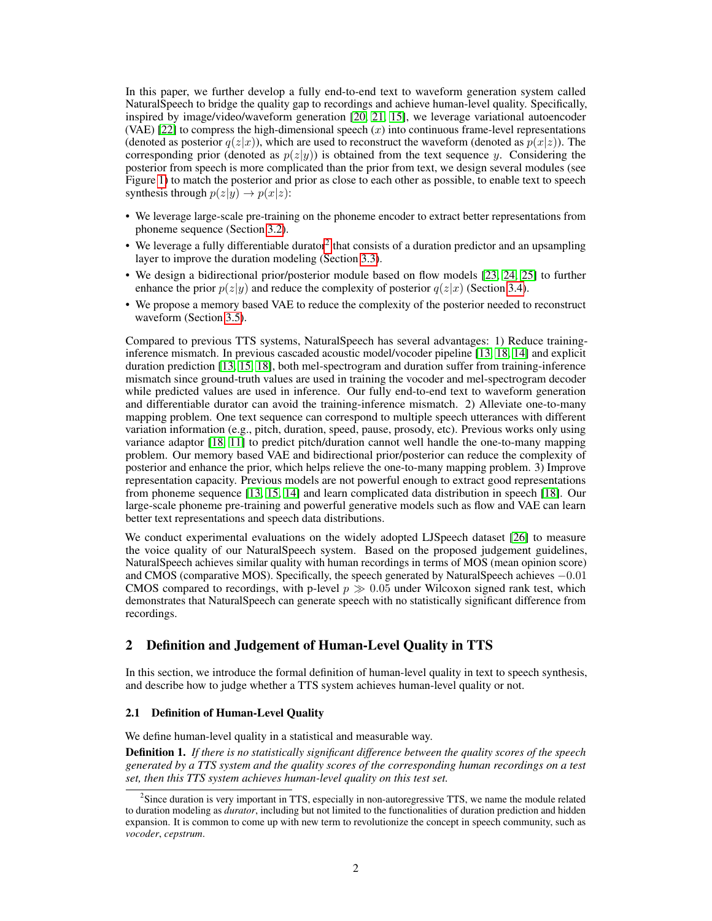In this paper, we further develop a fully end-to-end text to waveform generation system called NaturalSpeech to bridge the quality gap to recordings and achieve human-level quality. Specifically, inspired by image/video/waveform generation [20, 21, 15], we leverage variational autoencoder (VAE) [22] to compress the high-dimensional speech ($x$) into continuous frame-level representations (denoted as posterior $q(z|x)$), which are used to reconstruct the waveform (denoted as $p(x|z)$). The corresponding prior (denoted as $p(z|y)$) is obtained from the text sequence $y$. Considering the posterior from speech is more complicated than the prior from text, we design several modules (see Figure 1) to match the posterior and prior as close to each other as possible, to enable text to speech synthesis through $p(z|y) \rightarrow p(x|z)$:

- We leverage large-scale pre-training on the phoneme encoder to extract better representations from phoneme sequence (Section 3.2).
- We leverage a fully differentiable durator[2] that consists of a duration predictor and an upsampling layer to improve the duration modeling (Section 3.3).
- We design a bidirectional prior/posterior module based on flow models [23, 24, 25] to further enhance the prior $p(z|y)$ and reduce the complexity of posterior $q(z|x)$ (Section 3.4).
- We propose a memory based VAE to reduce the complexity of the posterior needed to reconstruct waveform (Section 3.5).

Compared to previous TTS systems, NaturalSpeech has several advantages: 1) Reduce training-inference mismatch. In previous cascaded acoustic model/vocoder pipeline [13, 18, 14] and explicit duration prediction [13, 15, 18], both mel-spectrogram and duration suffer from training-inference mismatch since ground-truth values are used in training the vocoder and mel-spectrogram decoder while predicted values are used in inference. Our fully end-to-end text to waveform generation and differentiable durator can avoid the training-inference mismatch. 2) Alleviate one-to-many mapping problem. One text sequence can correspond to multiple speech utterances with different variation information (e.g., pitch, duration, speed, pause, prosody, etc). Previous works only using variance adaptor [18, 11] to predict pitch/duration cannot well handle the one-to-many mapping problem. Our memory based VAE and bidirectional prior/posterior can reduce the complexity of posterior and enhance the prior, which helps relieve the one-to-many mapping problem. 3) Improve representation capacity. Previous models are not powerful enough to extract good representations from phoneme sequence [13, 15, 14] and learn complicated data distribution in speech [18]. Our large-scale phoneme pre-training and powerful generative models such as flow and VAE can learn better text representations and speech data distributions.

We conduct experimental evaluations on the widely adopted LJSpeech dataset [26] to measure the voice quality of our NaturalSpeech system. Based on the proposed judgement guidelines, NaturalSpeech achieves similar quality with human recordings in terms of MOS (mean opinion score) and CMOS (comparative MOS). Specifically, the speech generated by NaturalSpeech achieves $-0.01$ CMOS compared to recordings, with p-level $p \gg 0.05$ under Wilcoxon signed rank test, which demonstrates that NaturalSpeech can generate speech with no statistically significant difference from recordings.

## 2 Definition and Judgement of Human-Level Quality in TTS

In this section, we introduce the formal definition of human-level quality in text to speech synthesis, and describe how to judge whether a TTS system achieves human-level quality or not.

### 2.1 Definition of Human-Level Quality

We define human-level quality in a statistical and measurable way.

**Definition 1.** *If there is no statistically significant difference between the quality scores of the speech generated by a TTS system and the quality scores of the corresponding human recordings on a test set, then this TTS system achieves human-level quality on this test set.*

[2] Since duration is very important in TTS, especially in non-autoregressive TTS, we name the module related to duration modeling as *durator*, including but not limited to the functionalities of duration prediction and hidden expansion. It is common to come up with new term to revolutionize the concept in speech community, such as *vocoder*, *cepstrum*.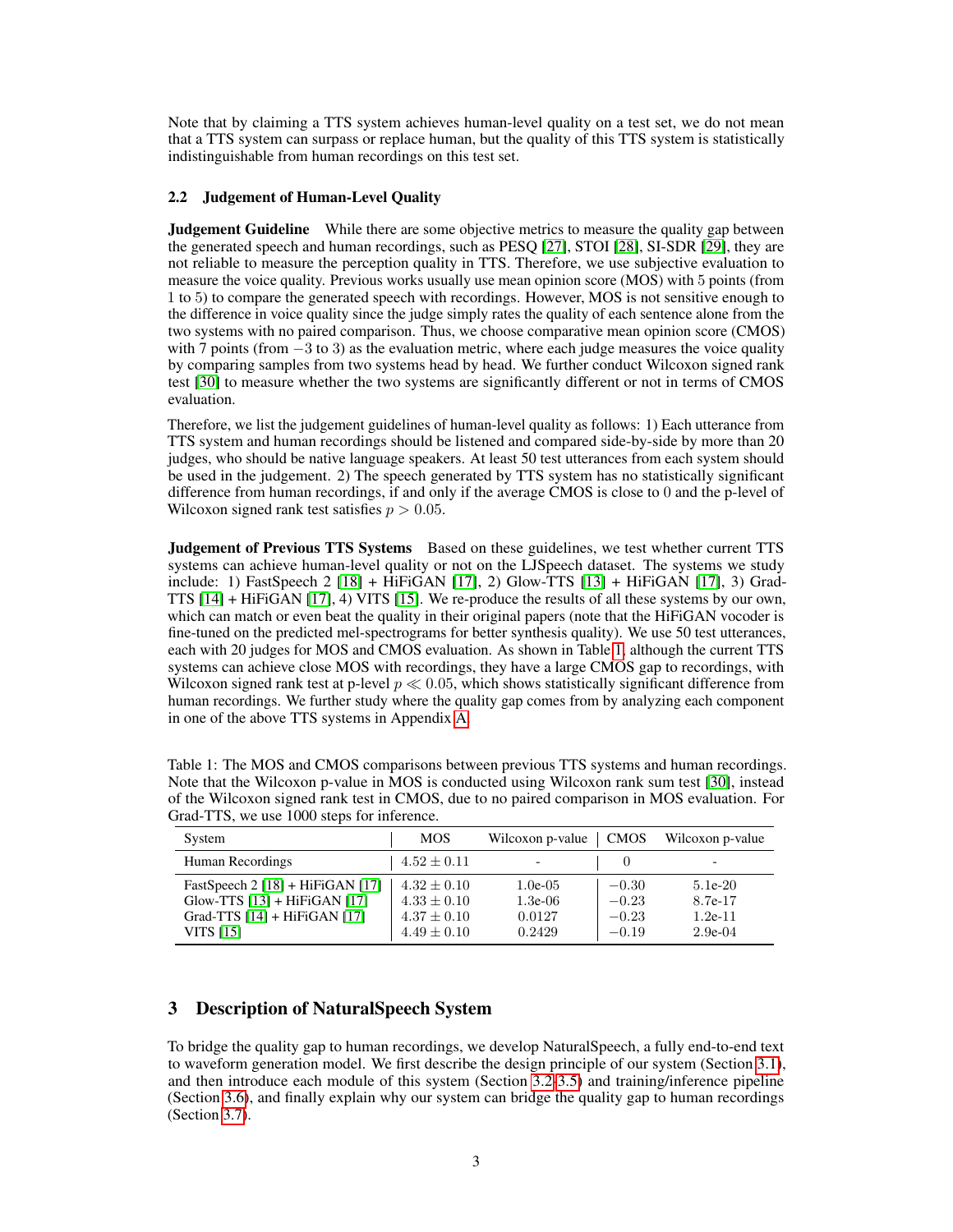Note that by claiming a TTS system achieves human-level quality on a test set, we do not mean that a TTS system can surpass or replace human, but the quality of this TTS system is statistically indistinguishable from human recordings on this test set.

### 2.2 Judgement of Human-Level Quality

**Judgement Guideline** While there are some objective metrics to measure the quality gap between the generated speech and human recordings, such as PESQ [27], STOI [28], SI-SDR [29], they are not reliable to measure the perception quality in TTS. Therefore, we use subjective evaluation to measure the voice quality. Previous works usually use mean opinion score (MOS) with 5 points (from 1 to 5) to compare the generated speech with recordings. However, MOS is not sensitive enough to the difference in voice quality since the judge simply rates the quality of each sentence alone from the two systems with no paired comparison. Thus, we choose comparative mean opinion score (CMOS) with 7 points (from $-3$ to 3) as the evaluation metric, where each judge measures the voice quality by comparing samples from two systems head by head. We further conduct Wilcoxon signed rank test [30] to measure whether the two systems are significantly different or not in terms of CMOS evaluation.

Therefore, we list the judgement guidelines of human-level quality as follows: 1) Each utterance from TTS system and human recordings should be listened and compared side-by-side by more than 20 judges, who should be native language speakers. At least 50 test utterances from each system should be used in the judgement. 2) The speech generated by TTS system has no statistically significant difference from human recordings, if and only if the average CMOS is close to 0 and the p-level of Wilcoxon signed rank test satisfies $p > 0.05$.

**Judgement of Previous TTS Systems** Based on these guidelines, we test whether current TTS systems can achieve human-level quality or not on the LJSpeech dataset. The systems we study include: 1) FastSpeech 2 [18] + HiFiGAN [17], 2) Glow-TTS [13] + HiFiGAN [17], 3) Grad-TTS [14] + HiFiGAN [17], 4) VITS [15]. We re-produce the results of all these systems by our own, which can match or even beat the quality in their original papers (note that the HiFiGAN vocoder is fine-tuned on the predicted mel-spectrograms for better synthesis quality). We use 50 test utterances, each with 20 judges for MOS and CMOS evaluation. As shown in Table 1, although the current TTS systems can achieve close MOS with recordings, they have a large CMOS gap to recordings, with Wilcoxon signed rank test at p-level $p \ll 0.05$, which shows statistically significant difference from human recordings. We further study where the quality gap comes from by analyzing each component in one of the above TTS systems in Appendix A.

Table 1: The MOS and CMOS comparisons between previous TTS systems and human recordings. Note that the Wilcoxon p-value in MOS is conducted using Wilcoxon rank sum test [30], instead of the Wilcoxon signed rank test in CMOS, due to no paired comparison in MOS evaluation. For Grad-TTS, we use 1000 steps for inference.

| System | MOS | Wilcoxon p-value | CMOS | Wilcoxon p-value |
|---|---|---|---|---|
| Human Recordings | $4.52 \pm 0.11$ | - | 0 | - |
| FastSpeech 2 [18] + HiFiGAN [17] | $4.32 \pm 0.10$ | 1.0e-05 | $-0.30$ | 5.1e-20 |
| Glow-TTS [13] + HiFiGAN [17] | $4.33 \pm 0.10$ | 1.3e-06 | $-0.23$ | 8.7e-17 |
| Grad-TTS [14] + HiFiGAN [17] | $4.37 \pm 0.10$ | 0.0127 | $-0.23$ | 1.2e-11 |
| VITS [15] | $4.49 \pm 0.10$ | 0.2429 | $-0.19$ | 2.9e-04 |

## 3 Description of NaturalSpeech System

To bridge the quality gap to human recordings, we develop NaturalSpeech, a fully end-to-end text to waveform generation model. We first describe the design principle of our system (Section 3.1), and then introduce each module of this system (Section 3.2-3.5) and training/inference pipeline (Section 3.6), and finally explain why our system can bridge the quality gap to human recordings (Section 3.7).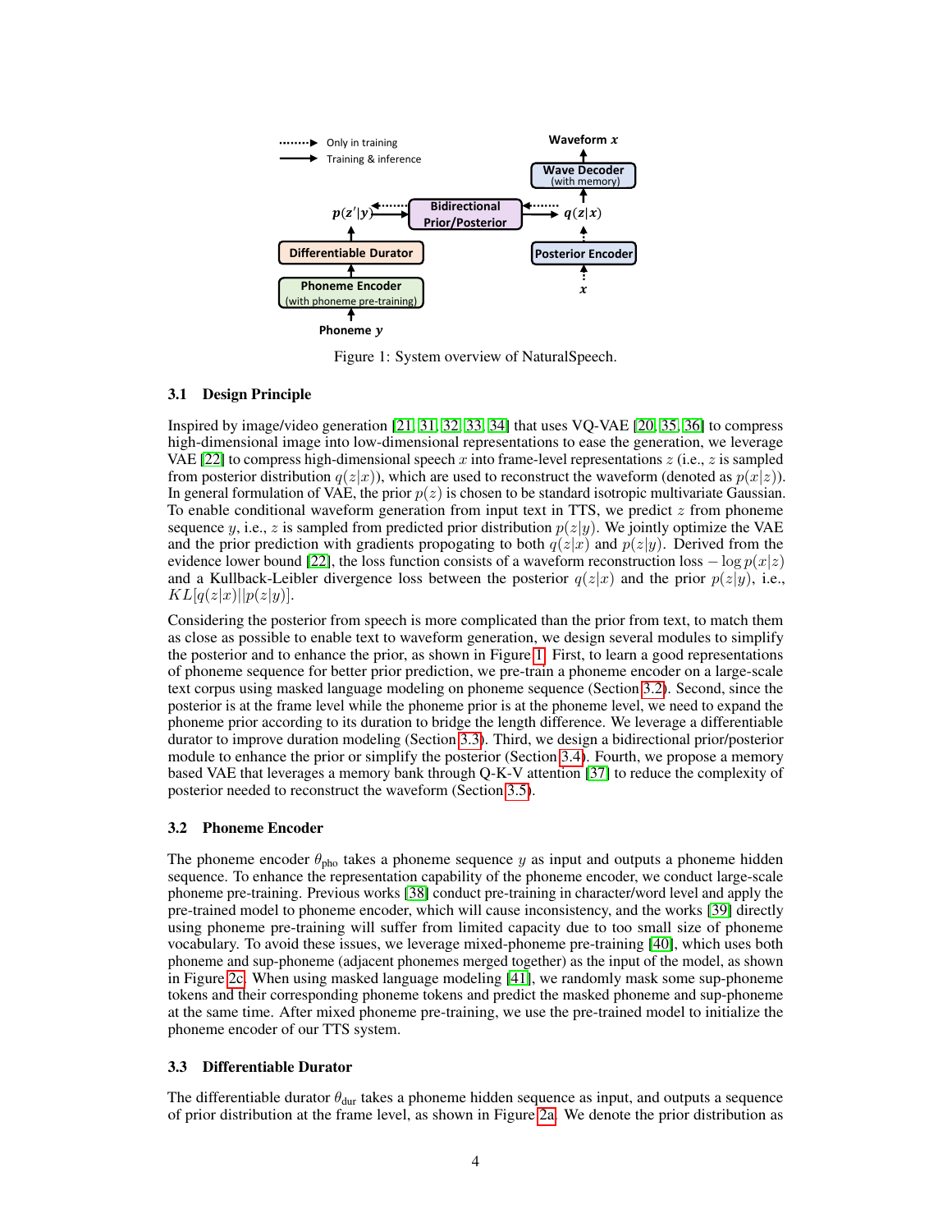Figure 1: System overview of NaturalSpeech.

### 3.1 Design Principle

Inspired by image/video generation [21, 31, 32, 33, 34] that uses VQ-VAE [20, 35, 36] to compress high-dimensional image into low-dimensional representations to ease the generation, we leverage VAE [22] to compress high-dimensional speech $x$ into frame-level representations $z$ (i.e., $z$ is sampled from posterior distribution $q(z|x)$), which are used to reconstruct the waveform (denoted as $p(x|z)$). In general formulation of VAE, the prior $p(z)$ is chosen to be standard isotropic multivariate Gaussian. To enable conditional waveform generation from input text in TTS, we predict $z$ from phoneme sequence $y$, i.e., $z$ is sampled from predicted prior distribution $p(z|y)$. We jointly optimize the VAE and the prior prediction with gradients propogating to both $q(z|x)$ and $p(z|y)$. Derived from the evidence lower bound [22], the loss function consists of a waveform reconstruction loss $-\log p(x|z)$ and a Kullback-Leibler divergence loss between the posterior $q(z|x)$ and the prior $p(z|y)$, i.e., $KL[q(z|x)||p(z|y)]$.

Considering the posterior from speech is more complicated than the prior from text, to match them as close as possible to enable text to waveform generation, we design several modules to simplify the posterior and to enhance the prior, as shown in Figure 1. First, to learn a good representations of phoneme sequence for better prior prediction, we pre-train a phoneme encoder on a large-scale text corpus using masked language modeling on phoneme sequence (Section 3.2). Second, since the posterior is at the frame level while the phoneme prior is at the phoneme level, we need to expand the phoneme prior according to its duration to bridge the length difference. We leverage a differentiable durator to improve duration modeling (Section 3.3). Third, we design a bidirectional prior/posterior module to enhance the prior or simplify the posterior (Section 3.4). Fourth, we propose a memory based VAE that leverages a memory bank through Q-K-V attention [37] to reduce the complexity of posterior needed to reconstruct the waveform (Section 3.5).

### 3.2 Phoneme Encoder

The phoneme encoder $\theta_{\text{pho}}$ takes a phoneme sequence $y$ as input and outputs a phoneme hidden sequence. To enhance the representation capability of the phoneme encoder, we conduct large-scale phoneme pre-training. Previous works [38] conduct pre-training in character/word level and apply the pre-trained model to phoneme encoder, which will cause inconsistency, and the works [39] directly using phoneme pre-training will suffer from limited capacity due to too small size of phoneme vocabulary. To avoid these issues, we leverage mixed-phoneme pre-training [40], which uses both phoneme and sup-phoneme (adjacent phonemes merged together) as the input of the model, as shown in Figure 2c. When using masked language modeling [41], we randomly mask some sup-phoneme tokens and their corresponding phoneme tokens and predict the masked phoneme and sup-phoneme at the same time. After mixed phoneme pre-training, we use the pre-trained model to initialize the phoneme encoder of our TTS system.

### 3.3 Differentiable Durator

The differentiable durator $\theta_{\text{dur}}$ takes a phoneme hidden sequence as input, and outputs a sequence of prior distribution at the frame level, as shown in Figure 2a. We denote the prior distribution as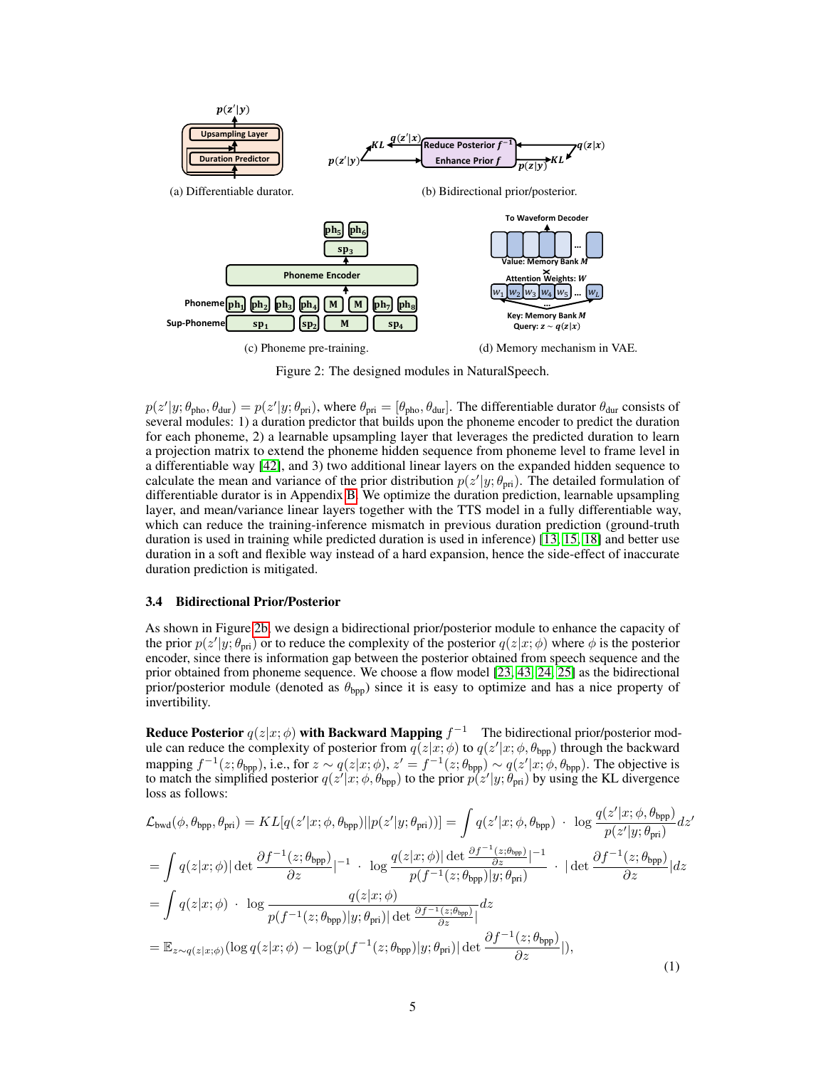(a) Differentiable durator.

(b) Bidirectional prior/posterior.

(c) Phoneme pre-training.

(d) Memory mechanism in VAE.

Figure 2: The designed modules in NaturalSpeech.

$p(z'|y;\theta_{\text{pho}},\theta_{\text{dur}}) = p(z'|y;\theta_{\text{pri}})$, where $\theta_{\text{pri}} = [\theta_{\text{pho}},\theta_{\text{dur}}]$. The differentiable durator $\theta_{\text{dur}}$ consists of several modules: 1) a duration predictor that builds upon the phoneme encoder to predict the duration for each phoneme, 2) a learnable upsampling layer that leverages the predicted duration to learn a projection matrix to extend the phoneme hidden sequence from phoneme level to frame level in a differentiable way [42], and 3) two additional linear layers on the expanded hidden sequence to calculate the mean and variance of the prior distribution $p(z'|y;\theta_{\text{pri}})$. The detailed formulation of differentiable durator is in Appendix B. We optimize the duration prediction, learnable upsampling layer, and mean/variance linear layers together with the TTS model in a fully differentiable way, which can reduce the training-inference mismatch in previous duration prediction (ground-truth duration is used in training while predicted duration is used in inference) [13, 15, 18] and better use duration in a soft and flexible way instead of a hard expansion, hence the side-effect of inaccurate duration prediction is mitigated.

### 3.4 Bidirectional Prior/Posterior

As shown in Figure 2b, we design a bidirectional prior/posterior module to enhance the capacity of the prior $p(z'|y;\theta_{\text{pri}})$ or to reduce the complexity of the posterior $q(z|x;\phi)$ where $\phi$ is the posterior encoder, since there is information gap between the posterior obtained from speech sequence and the prior obtained from phoneme sequence. We choose a flow model [23, 43, 24, 25] as the bidirectional prior/posterior module (denoted as $\theta_{\text{bpp}}$) since it is easy to optimize and has a nice property of invertibility.

**Reduce Posterior $q(z|x;\phi)$ with Backward Mapping $f^{-1}$** The bidirectional prior/posterior module can reduce the complexity of posterior from $q(z|x;\phi)$ to $q(z'|x;\phi,\theta_{\text{bpp}})$ through the backward mapping $f^{-1}(z;\theta_{\text{bpp}})$, i.e., for $z \sim q(z|x;\phi)$, $z' = f^{-1}(z;\theta_{\text{bpp}}) \sim q(z'|x;\phi,\theta_{\text{bpp}})$. The objective is to match the simplified posterior $q(z'|x;\phi,\theta_{\text{bpp}})$ to the prior $p(z'|y;\theta_{\text{pri}})$ by using the KL divergence loss as follows:

$$
\begin{aligned}
\mathcal{L}_{\text{bwd}}(\phi,\theta_{\text{bpp}},\theta_{\text{pri}}) &= KL[q(z'|x;\phi,\theta_{\text{bpp}})||p(z'|y;\theta_{\text{pri}})] = \int q(z'|x;\phi,\theta_{\text{bpp}}) \cdot \log \frac{q(z'|x;\phi,\theta_{\text{bpp}})}{p(z'|y;\theta_{\text{pri}})} dz' \\
&= \int q(z|x;\phi) |\det \frac{\partial f^{-1}(z;\theta_{\text{bpp}})}{\partial z}|^{-1} \cdot \log \frac{q(z|x;\phi)|\det \frac{\partial f^{-1}(z;\theta_{\text{bpp}})}{\partial z}|^{-1}}{p(f^{-1}(z;\theta_{\text{bpp}})|y;\theta_{\text{pri}})} \cdot |\det \frac{\partial f^{-1}(z;\theta_{\text{bpp}})}{\partial z}| dz \\
&= \int q(z|x;\phi) \cdot \log \frac{q(z|x;\phi)}{p(f^{-1}(z;\theta_{\text{bpp}})|y;\theta_{\text{pri}})|\det \frac{\partial f^{-1}(z;\theta_{\text{bpp}})}{\partial z}|} dz \\
&= \mathbb{E}_{z\sim q(z|x;\phi)}(\log q(z|x;\phi) - \log(p(f^{-1}(z;\theta_{\text{bpp}})|y;\theta_{\text{pri}})|\det \frac{\partial f^{-1}(z;\theta_{\text{bpp}})}{\partial z}|),
\end{aligned}
\tag{1}
$$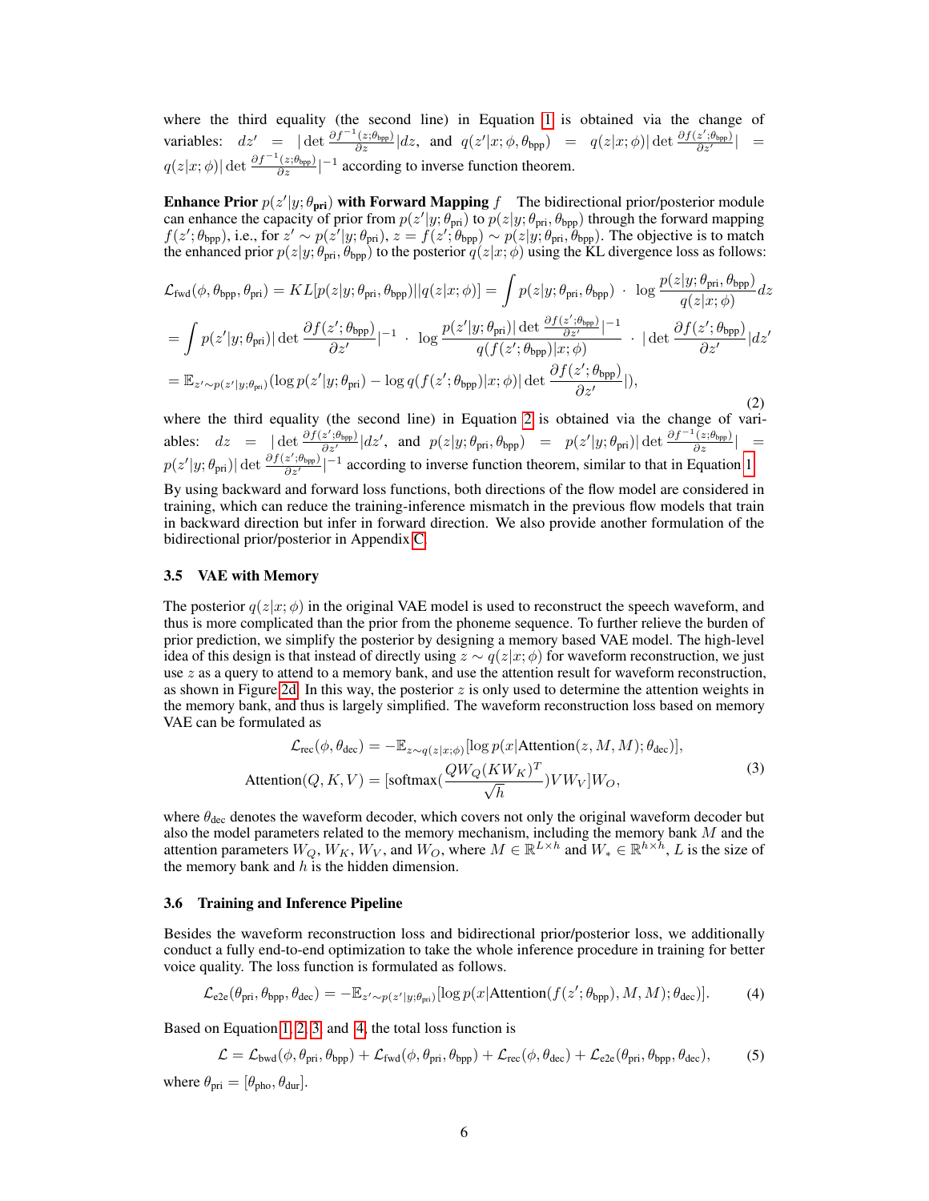where the third equality (the second line) in Equation 1 is obtained via the change of variables: $dz' = |\det \frac{\partial f^{-1}(z;\theta_{\text{bpp}})}{\partial z}| dz$, and $q(z'|x;\phi,\theta_{\text{bpp}}) = q(z|x;\phi)|\det \frac{\partial f(z';\theta_{\text{bpp}})}{\partial z'}| = q(z|x;\phi)|\det \frac{\partial f^{-1}(z;\theta_{\text{bpp}})}{\partial z}|^{-1}$ according to inverse function theorem.

**Enhance Prior $p(z'|y;\theta_{\text{pri}})$ with Forward Mapping $f$** The bidirectional prior/posterior module can enhance the capacity of prior from $p(z'|y;\theta_{\text{pri}})$ to $p(z|y;\theta_{\text{pri}},\theta_{\text{bpp}})$ through the forward mapping $f(z';\theta_{\text{bpp}})$, i.e., for $z' \sim p(z'|y;\theta_{\text{pri}})$, $z = f(z';\theta_{\text{bpp}}) \sim p(z|y;\theta_{\text{pri}},\theta_{\text{bpp}})$. The objective is to match the enhanced prior $p(z|y;\theta_{\text{pri}},\theta_{\text{bpp}})$ to the posterior $q(z|x;\phi)$ using the KL divergence loss as follows:

$$
\begin{aligned}
\mathcal{L}_{\text{fwd}}(\phi,\theta_{\text{bpp}},\theta_{\text{pri}}) &= KL[p(z|y;\theta_{\text{pri}},\theta_{\text{bpp}})||q(z|x;\phi)] = \int p(z|y;\theta_{\text{pri}},\theta_{\text{bpp}}) \cdot \log \frac{p(z|y;\theta_{\text{pri}},\theta_{\text{bpp}})}{q(z|x;\phi)} dz \\
&= \int p(z'|y;\theta_{\text{pri}})|\det \frac{\partial f(z';\theta_{\text{bpp}})}{\partial z'}|^{-1} \cdot \log \frac{p(z'|y;\theta_{\text{pri}})|\det \frac{\partial f(z';\theta_{\text{bpp}})}{\partial z'}|^{-1}}{q(f(z';\theta_{\text{bpp}})|x;\phi)} \cdot |\det \frac{\partial f(z';\theta_{\text{bpp}})}{\partial z'}| dz' \\
&= \mathbb{E}_{z' \sim p(z'|y;\theta_{\text{pri}})}(\log p(z'|y;\theta_{\text{pri}}) - \log q(f(z';\theta_{\text{bpp}})|x;\phi)|\det \frac{\partial f(z';\theta_{\text{bpp}})}{\partial z'}|),
\end{aligned} \tag{2}
$$

where the third equality (the second line) in Equation 2 is obtained via the change of variables: $dz = |\det \frac{\partial f(z';\theta_{\text{bpp}})}{\partial z'}| dz'$, and $p(z|y;\theta_{\text{pri}},\theta_{\text{bpp}}) = p(z'|y;\theta_{\text{pri}})|\det \frac{\partial f^{-1}(z;\theta_{\text{bpp}})}{\partial z}| = p(z'|y;\theta_{\text{pri}})|\det \frac{\partial f(z';\theta_{\text{bpp}})}{\partial z'}|^{-1}$ according to inverse function theorem, similar to that in Equation 1.

By using backward and forward loss functions, both directions of the flow model are considered in training, which can reduce the training-inference mismatch in the previous flow models that train in backward direction but infer in forward direction. We also provide another formulation of the bidirectional prior/posterior in Appendix C.

### 3.5 VAE with Memory

The posterior $q(z|x;\phi)$ in the original VAE model is used to reconstruct the speech waveform, and thus is more complicated than the prior from the phoneme sequence. To further relieve the burden of prior prediction, we simplify the posterior by designing a memory based VAE model. The high-level idea of this design is that instead of directly using $z \sim q(z|x;\phi)$ for waveform reconstruction, we just use $z$ as a query to attend to a memory bank, and use the attention result for waveform reconstruction, as shown in Figure 2d. In this way, the posterior $z$ is only used to determine the attention weights in the memory bank, and thus is largely simplified. The waveform reconstruction loss based on memory VAE can be formulated as

$$
\begin{aligned}
\mathcal{L}_{\text{rec}}(\phi,\theta_{\text{dec}}) &= -\mathbb{E}_{z \sim q(z|x;\phi)}[\log p(x|\text{Attention}(z,M,M);\theta_{\text{dec}})], \\
\text{Attention}(Q,K,V) &= [\text{softmax}(\frac{QW_Q(KW_K)^T}{\sqrt{h}})VW_V]W_O,
\end{aligned} \tag{3}
$$

where $\theta_{\text{dec}}$ denotes the waveform decoder, which covers not only the original waveform decoder but also the model parameters related to the memory mechanism, including the memory bank $M$ and the attention parameters $W_Q$, $W_K$, $W_V$, and $W_O$, where $M \in \mathbb{R}^{L \times h}$ and $W_* \in \mathbb{R}^{h \times h}$, $L$ is the size of the memory bank and $h$ is the hidden dimension.

### 3.6 Training and Inference Pipeline

Besides the waveform reconstruction loss and bidirectional prior/posterior loss, we additionally conduct a fully end-to-end optimization to take the whole inference procedure in training for better voice quality. The loss function is formulated as follows.

$$
\mathcal{L}_{\text{e2e}}(\theta_{\text{pri}},\theta_{\text{bpp}},\theta_{\text{dec}}) = -\mathbb{E}_{z' \sim p(z'|y;\theta_{\text{pri}})}[\log p(x|\text{Attention}(f(z';\theta_{\text{bpp}}),M,M);\theta_{\text{dec}})]. \tag{4}
$$

Based on Equation 1, 2, 3, and 4, the total loss function is

$$
\mathcal{L} = \mathcal{L}_{\text{bwd}}(\phi,\theta_{\text{pri}},\theta_{\text{bpp}}) + \mathcal{L}_{\text{fwd}}(\phi,\theta_{\text{pri}},\theta_{\text{bpp}}) + \mathcal{L}_{\text{rec}}(\phi,\theta_{\text{dec}}) + \mathcal{L}_{\text{e2e}}(\theta_{\text{pri}},\theta_{\text{bpp}},\theta_{\text{dec}}), \tag{5}
$$

where $\theta_{\text{pri}} = [\theta_{\text{pho}},\theta_{\text{dur}}]$.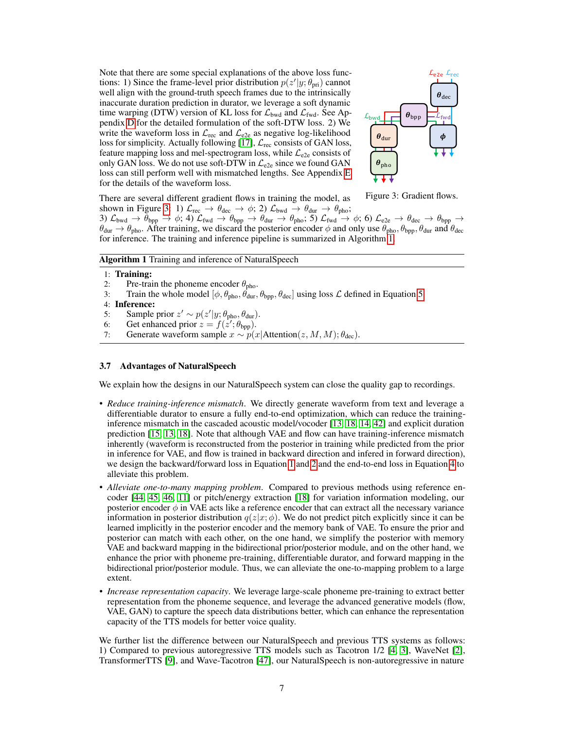Note that there are some special explanations of the above loss functions: 1) Since the frame-level prior distribution $p(z'|y;\theta_{\text{pri}})$ cannot well align with the ground-truth speech frames due to the intrinsically inaccurate duration prediction in durator, we leverage a soft dynamic time warping (DTW) version of KL loss for $\mathcal{L}_{\text{bwd}}$ and $\mathcal{L}_{\text{fwd}}$. See Appendix D for the detailed formulation of the soft-DTW loss. 2) We write the waveform loss in $\mathcal{L}_{\text{rec}}$ and $\mathcal{L}_{\text{e2e}}$ as negative log-likelihood loss for simplicity. Actually following [17], $\mathcal{L}_{\text{rec}}$ consists of GAN loss, feature mapping loss and mel-spectrogram loss, while $\mathcal{L}_{\text{e2e}}$ consists of only GAN loss. We do not use soft-DTW in $\mathcal{L}_{\text{e2e}}$ since we found GAN loss can still perform well with mismatched lengths. See Appendix E for the details of the waveform loss.

Figure 3: Gradient flows.

There are several different gradient flows in training the model, as shown in Figure 3: 1) $\mathcal{L}_{\text{rec}} \rightarrow \theta_{\text{dec}} \rightarrow \phi$; 2) $\mathcal{L}_{\text{bwd}} \rightarrow \theta_{\text{dur}} \rightarrow \theta_{\text{pho}}$; 3) $\mathcal{L}_{\text{bwd}} \rightarrow \theta_{\text{bpp}} \rightarrow \phi$; 4) $\mathcal{L}_{\text{fwd}} \rightarrow \theta_{\text{bpp}} \rightarrow \theta_{\text{dur}} \rightarrow \theta_{\text{pho}}$; 5) $\mathcal{L}_{\text{fwd}} \rightarrow \phi$; 6) $\mathcal{L}_{\text{e2e}} \rightarrow \theta_{\text{dec}} \rightarrow \theta_{\text{bpp}} \rightarrow \theta_{\text{dur}} \rightarrow \theta_{\text{pho}}$. After training, we discard the posterior encoder $\phi$ and only use $\theta_{\text{pho}}, \theta_{\text{bpp}}, \theta_{\text{dur}}$ and $\theta_{\text{dec}}$ for inference. The training and inference pipeline is summarized in Algorithm 1.

**Algorithm 1** Training and inference of NaturalSpeech

1: **Training:**
2: Pre-train the phoneme encoder $\theta_{\text{pho}}$.
3: Train the whole model $[\phi, \theta_{\text{pho}}, \theta_{\text{dur}}, \theta_{\text{bpp}}, \theta_{\text{dec}}]$ using loss $\mathcal{L}$ defined in Equation 5.
4: **Inference:**
5: Sample prior $z' \sim p(z'|y;\theta_{\text{pho}},\theta_{\text{dur}})$.
6: Get enhanced prior $z = f(z';\theta_{\text{bpp}})$.
7: Generate waveform sample $x \sim p(x|\text{Attention}(z, M, M);\theta_{\text{dec}})$.

### 3.7 Advantages of NaturalSpeech

We explain how the designs in our NaturalSpeech system can close the quality gap to recordings.

- *Reduce training-inference mismatch*. We directly generate waveform from text and leverage a differentiable durator to ensure a fully end-to-end optimization, which can reduce the training-inference mismatch in the cascaded acoustic model/vocoder [13, 18, 14, 42] and explicit duration prediction [15, 13, 18]. Note that although VAE and flow can have training-inference mismatch inherently (waveform is reconstructed from the posterior in training while predicted from the prior in inference for VAE, and flow is trained in backward direction and infered in forward direction), we design the backward/forward loss in Equation 1 and 2 and the end-to-end loss in Equation 4 to alleviate this problem.
- *Alleviate one-to-many mapping problem*. Compared to previous methods using reference encoder [44, 45, 46, 11] or pitch/energy extraction [18] for variation information modeling, our posterior encoder $\phi$ in VAE acts like a reference encoder that can extract all the necessary variance information in posterior distribution $q(z|x;\phi)$. We do not predict pitch explicitly since it can be learned implicitly in the posterior encoder and the memory bank of VAE. To ensure the prior and posterior can match with each other, on the one hand, we simplify the posterior with memory VAE and backward mapping in the bidirectional prior/posterior module, and on the other hand, we enhance the prior with phoneme pre-training, differentiable durator, and forward mapping in the bidirectional prior/posterior module. Thus, we can alleviate the one-to-mapping problem to a large extent.
- *Increase representation capacity*. We leverage large-scale phoneme pre-training to extract better representation from the phoneme sequence, and leverage the advanced generative models (flow, VAE, GAN) to capture the speech data distributions better, which can enhance the representation capacity of the TTS models for better voice quality.

We further list the difference between our NaturalSpeech and previous TTS systems as follows: 1) Compared to previous autoregressive TTS models such as Tacotron 1/2 [4, 3], WaveNet [2], TransformerTTS [9], and Wave-Tacotron [47], our NaturalSpeech is non-autoregressive in nature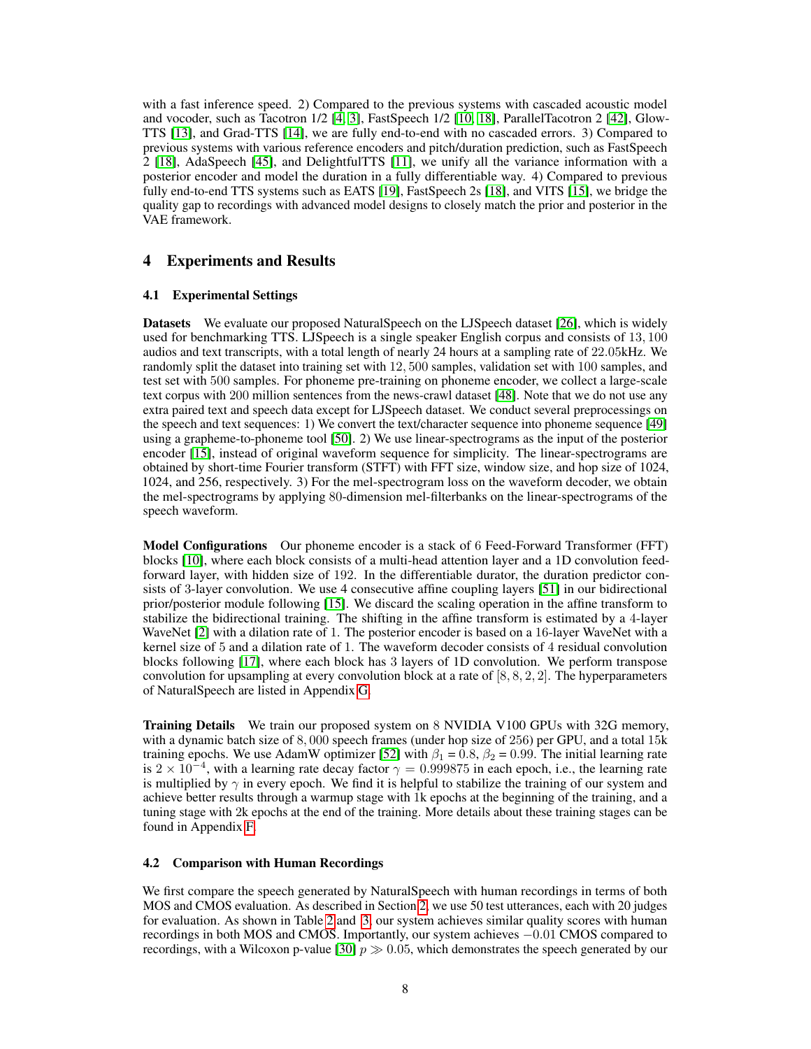with a fast inference speed. 2) Compared to the previous systems with cascaded acoustic model and vocoder, such as Tacotron 1/2 [4, 3], FastSpeech 1/2 [10, 18], ParallelTacotron 2 [42], Glow-TTS [13], and Grad-TTS [14], we are fully end-to-end with no cascaded errors. 3) Compared to previous systems with various reference encoders and pitch/duration prediction, such as FastSpeech 2 [18], AdaSpeech [45], and DelightfulTTS [11], we unify all the variance information with a posterior encoder and model the duration in a fully differentiable way. 4) Compared to previous fully end-to-end TTS systems such as EATS [19], FastSpeech 2s [18], and VITS [15], we bridge the quality gap to recordings with advanced model designs to closely match the prior and posterior in the VAE framework.

## 4 Experiments and Results

### 4.1 Experimental Settings

**Datasets** We evaluate our proposed NaturalSpeech on the LJSpeech dataset [26], which is widely used for benchmarking TTS. LJSpeech is a single speaker English corpus and consists of $13,100$ audios and text transcripts, with a total length of nearly 24 hours at a sampling rate of 22.05kHz. We randomly split the dataset into training set with $12,500$ samples, validation set with $100$ samples, and test set with $500$ samples. For phoneme pre-training on phoneme encoder, we collect a large-scale text corpus with 200 million sentences from the news-crawl dataset [48]. Note that we do not use any extra paired text and speech data except for LJSpeech dataset. We conduct several preprocessings on the speech and text sequences: 1) We convert the text/character sequence into phoneme sequence [49] using a grapheme-to-phoneme tool [50]. 2) We use linear-spectrograms as the input of the posterior encoder [15], instead of original waveform sequence for simplicity. The linear-spectrograms are obtained by short-time Fourier transform (STFT) with FFT size, window size, and hop size of 1024, 1024, and 256, respectively. 3) For the mel-spectrogram loss on the waveform decoder, we obtain the mel-spectrograms by applying $80$-dimension mel-filterbanks on the linear-spectrograms of the speech waveform.

**Model Configurations** Our phoneme encoder is a stack of 6 Feed-Forward Transformer (FFT) blocks [10], where each block consists of a multi-head attention layer and a 1D convolution feed-forward layer, with hidden size of 192. In the differentiable durator, the duration predictor consists of 3-layer convolution. We use 4 consecutive affine coupling layers [51] in our bidirectional prior/posterior module following [15]. We discard the scaling operation in the affine transform to stabilize the bidirectional training. The shifting in the affine transform is estimated by a $4$-layer WaveNet [2] with a dilation rate of 1. The posterior encoder is based on a 16-layer WaveNet with a kernel size of 5 and a dilation rate of 1. The waveform decoder consists of $4$ residual convolution blocks following [17], where each block has 3 layers of 1D convolution. We perform transpose convolution for upsampling at every convolution block at a rate of $[8, 8, 2, 2]$. The hyperparameters of NaturalSpeech are listed in Appendix G.

**Training Details** We train our proposed system on 8 NVIDIA V100 GPUs with 32G memory, with a dynamic batch size of $8,000$ speech frames (under hop size of 256) per GPU, and a total 15k training epochs. We use AdamW optimizer [52] with $\beta_1 = 0.8$, $\beta_2 = 0.99$. The initial learning rate is $2 \times 10^{-4}$, with a learning rate decay factor $\gamma = 0.999875$ in each epoch, i.e., the learning rate is multiplied by $\gamma$ in every epoch. We find it is helpful to stabilize the training of our system and achieve better results through a warmup stage with 1k epochs at the beginning of the training, and a tuning stage with 2k epochs at the end of the training. More details about these training stages can be found in Appendix F.

### 4.2 Comparison with Human Recordings

We first compare the speech generated by NaturalSpeech with human recordings in terms of both MOS and CMOS evaluation. As described in Section 2, we use 50 test utterances, each with 20 judges for evaluation. As shown in Table 2 and 3, our system achieves similar quality scores with human recordings in both MOS and CMOS. Importantly, our system achieves $-0.01$ CMOS compared to recordings, with a Wilcoxon p-value [30] $p \gg 0.05$, which demonstrates the speech generated by our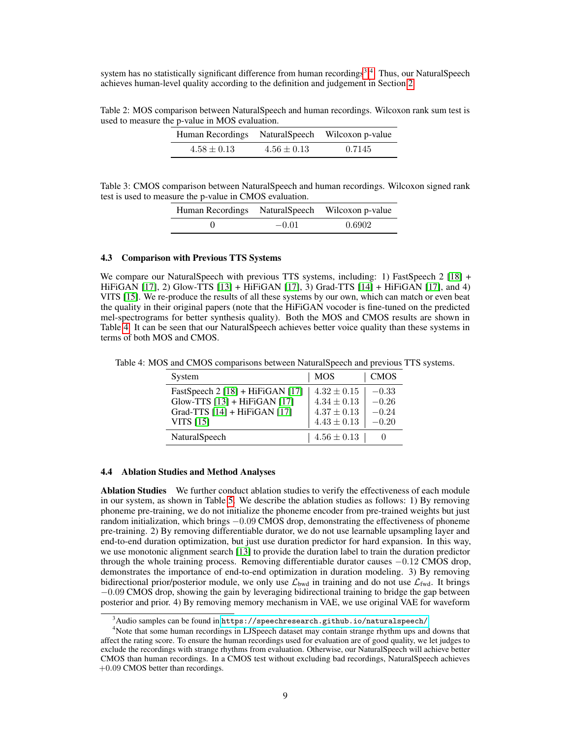system has no statistically significant difference from human recordings[3][4]. Thus, our NaturalSpeech achieves human-level quality according to the definition and judgement in Section 2.

Table 2: MOS comparison between NaturalSpeech and human recordings. Wilcoxon rank sum test is used to measure the p-value in MOS evaluation.

| Human Recordings | NaturalSpeech | Wilcoxon p-value |
|---|---|---|
| $4.58 \pm 0.13$ | $4.56 \pm 0.13$ | $0.7145$ |

Table 3: CMOS comparison between NaturalSpeech and human recordings. Wilcoxon signed rank test is used to measure the p-value in CMOS evaluation.

| Human Recordings | NaturalSpeech | Wilcoxon p-value |
|---|---|---|
| $0$ | $-0.01$ | $0.6902$ |

### 4.3 Comparison with Previous TTS Systems

We compare our NaturalSpeech with previous TTS systems, including: 1) FastSpeech 2 [18] + HiFiGAN [17], 2) Glow-TTS [13] + HiFiGAN [17], 3) Grad-TTS [14] + HiFiGAN [17], and 4) VITS [15]. We re-produce the results of all these systems by our own, which can match or even beat the quality in their original papers (note that the HiFiGAN vocoder is fine-tuned on the predicted mel-spectrograms for better synthesis quality). Both the MOS and CMOS results are shown in Table 4. It can be seen that our NaturalSpeech achieves better voice quality than these systems in terms of both MOS and CMOS.

Table 4: MOS and CMOS comparisons between NaturalSpeech and previous TTS systems.

| System | MOS | CMOS |
|---|---|---|
| FastSpeech 2 [18] + HiFiGAN [17] | $4.32 \pm 0.15$ | $-0.33$ |
| Glow-TTS [13] + HiFiGAN [17] | $4.34 \pm 0.13$ | $-0.26$ |
| Grad-TTS [14] + HiFiGAN [17] | $4.37 \pm 0.13$ | $-0.24$ |
| VITS [15] | $4.43 \pm 0.13$ | $-0.20$ |
| NaturalSpeech | $4.56 \pm 0.13$ | $0$ |

### 4.4 Ablation Studies and Method Analyses

**Ablation Studies** We further conduct ablation studies to verify the effectiveness of each module in our system, as shown in Table 5. We describe the ablation studies as follows: 1) By removing phoneme pre-training, we do not initialize the phoneme encoder from pre-trained weights but just random initialization, which brings $-0.09$ CMOS drop, demonstrating the effectiveness of phoneme pre-training. 2) By removing differentiable durator, we do not use learnable upsampling layer and end-to-end duration optimization, but just use duration predictor for hard expansion. In this way, we use monotonic alignment search [13] to provide the duration label to train the duration predictor through the whole training process. Removing differentiable durator causes $-0.12$ CMOS drop, demonstrates the importance of end-to-end optimization in duration modeling. 3) By removing bidirectional prior/posterior module, we only use $\mathcal{L}_{\text{bwd}}$ in training and do not use $\mathcal{L}_{\text{fwd}}$. It brings $-0.09$ CMOS drop, showing the gain by leveraging bidirectional training to bridge the gap between posterior and prior. 4) By removing memory mechanism in VAE, we use original VAE for waveform

[3] Audio samples can be found in https://speechresearch.github.io/naturalspeech/

[4] Note that some human recordings in LJSpeech dataset may contain strange rhythm ups and downs that affect the rating score. To ensure the human recordings used for evaluation are of good quality, we let judges to exclude the recordings with strange rhythms from evaluation. Otherwise, our NaturalSpeech will achieve better CMOS than human recordings. In a CMOS test without excluding bad recordings, NaturalSpeech achieves $+0.09$ CMOS better than recordings.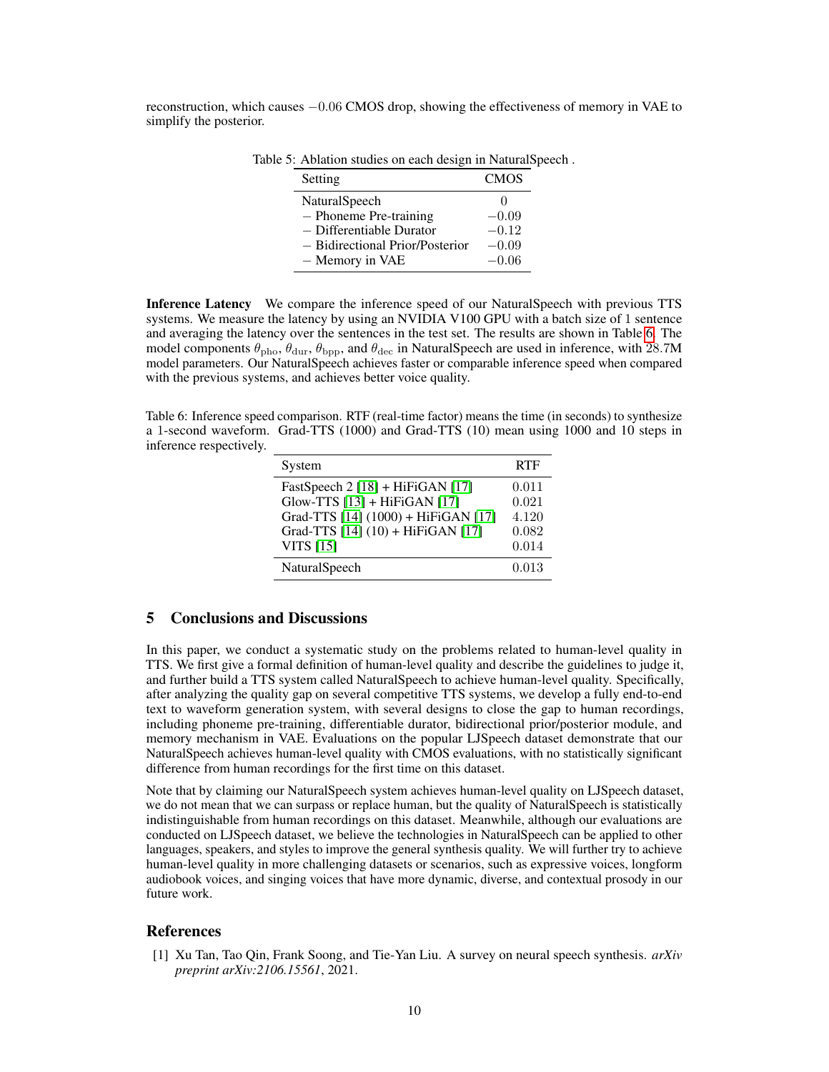reconstruction, which causes $-0.06$ CMOS drop, showing the effectiveness of memory in VAE to simplify the posterior.

Table 5: Ablation studies on each design in NaturalSpeech .

| Setting | CMOS |
|---|---|
| NaturalSpeech | $0$ |
| − Phoneme Pre-training | $-0.09$ |
| − Differentiable Durator | $-0.12$ |
| − Bidirectional Prior/Posterior | $-0.09$ |
| − Memory in VAE | $-0.06$ |

**Inference Latency** We compare the inference speed of our NaturalSpeech with previous TTS systems. We measure the latency by using an NVIDIA V100 GPU with a batch size of 1 sentence and averaging the latency over the sentences in the test set. The results are shown in Table 6. The model components $\theta_{\text{pho}}$, $\theta_{\text{dur}}$, $\theta_{\text{bpp}}$, and $\theta_{\text{dec}}$ in NaturalSpeech are used in inference, with $28.7$M model parameters. Our NaturalSpeech achieves faster or comparable inference speed when compared with the previous systems, and achieves better voice quality.

Table 6: Inference speed comparison. RTF (real-time factor) means the time (in seconds) to synthesize a 1-second waveform. Grad-TTS (1000) and Grad-TTS (10) mean using 1000 and 10 steps in inference respectively.

| System | RTF |
|---|---|
| FastSpeech 2 [18] + HiFiGAN [17] | $0.011$ |
| Glow-TTS [13] + HiFiGAN [17] | $0.021$ |
| Grad-TTS [14] (1000) + HiFiGAN [17] | $4.120$ |
| Grad-TTS [14] (10) + HiFiGAN [17] | $0.082$ |
| VITS [15] | $0.014$ |
| NaturalSpeech | $0.013$ |

## 5 Conclusions and Discussions

In this paper, we conduct a systematic study on the problems related to human-level quality in TTS. We first give a formal definition of human-level quality and describe the guidelines to judge it, and further build a TTS system called NaturalSpeech to achieve human-level quality. Specifically, after analyzing the quality gap on several competitive TTS systems, we develop a fully end-to-end text to waveform generation system, with several designs to close the gap to human recordings, including phoneme pre-training, differentiable durator, bidirectional prior/posterior module, and memory mechanism in VAE. Evaluations on the popular LJSpeech dataset demonstrate that our NaturalSpeech achieves human-level quality with CMOS evaluations, with no statistically significant difference from human recordings for the first time on this dataset.

Note that by claiming our NaturalSpeech system achieves human-level quality on LJSpeech dataset, we do not mean that we can surpass or replace human, but the quality of NaturalSpeech is statistically indistinguishable from human recordings on this dataset. Meanwhile, although our evaluations are conducted on LJSpeech dataset, we believe the technologies in NaturalSpeech can be applied to other languages, speakers, and styles to improve the general synthesis quality. We will further try to achieve human-level quality in more challenging datasets or scenarios, such as expressive voices, longform audiobook voices, and singing voices that have more dynamic, diverse, and contextual prosody in our future work.

## References

[1] Xu Tan, Tao Qin, Frank Soong, and Tie-Yan Liu. A survey on neural speech synthesis. *arXiv preprint arXiv:2106.15561*, 2021.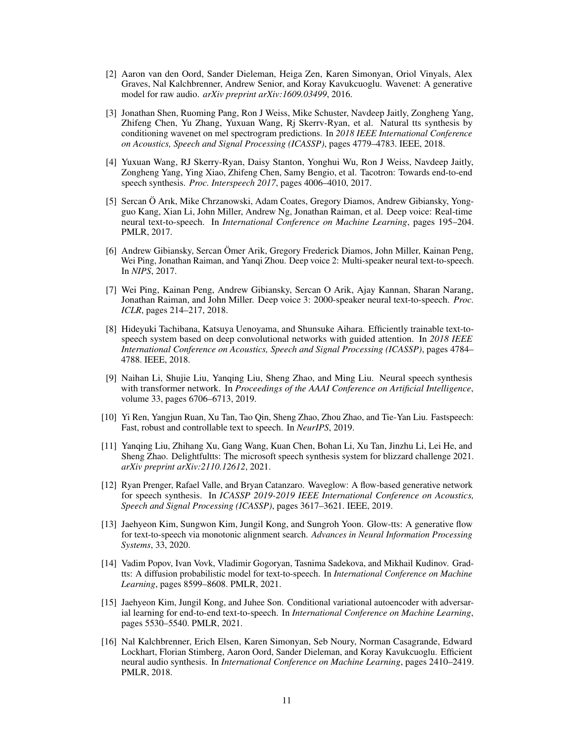[2] Aaron van den Oord, Sander Dieleman, Heiga Zen, Karen Simonyan, Oriol Vinyals, Alex Graves, Nal Kalchbrenner, Andrew Senior, and Koray Kavukcuoglu. Wavenet: A generative model for raw audio. *arXiv preprint arXiv:1609.03499*, 2016.

[3] Jonathan Shen, Ruoming Pang, Ron J Weiss, Mike Schuster, Navdeep Jaitly, Zongheng Yang, Zhifeng Chen, Yu Zhang, Yuxuan Wang, Rj Skerrv-Ryan, et al. Natural tts synthesis by conditioning wavenet on mel spectrogram predictions. In *2018 IEEE International Conference on Acoustics, Speech and Signal Processing (ICASSP)*, pages 4779–4783. IEEE, 2018.

[4] Yuxuan Wang, RJ Skerry-Ryan, Daisy Stanton, Yonghui Wu, Ron J Weiss, Navdeep Jaitly, Zongheng Yang, Ying Xiao, Zhifeng Chen, Samy Bengio, et al. Tacotron: Towards end-to-end speech synthesis. *Proc. Interspeech 2017*, pages 4006–4010, 2017.

[5] Sercan Ö Arık, Mike Chrzanowski, Adam Coates, Gregory Diamos, Andrew Gibiansky, Yongguo Kang, Xian Li, John Miller, Andrew Ng, Jonathan Raiman, et al. Deep voice: Real-time neural text-to-speech. In *International Conference on Machine Learning*, pages 195–204. PMLR, 2017.

[6] Andrew Gibiansky, Sercan Ömer Arik, Gregory Frederick Diamos, John Miller, Kainan Peng, Wei Ping, Jonathan Raiman, and Yanqi Zhou. Deep voice 2: Multi-speaker neural text-to-speech. In *NIPS*, 2017.

[7] Wei Ping, Kainan Peng, Andrew Gibiansky, Sercan O Arik, Ajay Kannan, Sharan Narang, Jonathan Raiman, and John Miller. Deep voice 3: 2000-speaker neural text-to-speech. *Proc. ICLR*, pages 214–217, 2018.

[8] Hideyuki Tachibana, Katsuya Uenoyama, and Shunsuke Aihara. Efficiently trainable text-to-speech system based on deep convolutional networks with guided attention. In *2018 IEEE International Conference on Acoustics, Speech and Signal Processing (ICASSP)*, pages 4784–4788. IEEE, 2018.

[9] Naihan Li, Shujie Liu, Yanqing Liu, Sheng Zhao, and Ming Liu. Neural speech synthesis with transformer network. In *Proceedings of the AAAI Conference on Artificial Intelligence*, volume 33, pages 6706–6713, 2019.

[10] Yi Ren, Yangjun Ruan, Xu Tan, Tao Qin, Sheng Zhao, Zhou Zhao, and Tie-Yan Liu. Fastspeech: Fast, robust and controllable text to speech. In *NeurIPS*, 2019.

[11] Yanqing Liu, Zhihang Xu, Gang Wang, Kuan Chen, Bohan Li, Xu Tan, Jinzhu Li, Lei He, and Sheng Zhao. Delightfultts: The microsoft speech synthesis system for blizzard challenge 2021. *arXiv preprint arXiv:2110.12612*, 2021.

[12] Ryan Prenger, Rafael Valle, and Bryan Catanzaro. Waveglow: A flow-based generative network for speech synthesis. In *ICASSP 2019-2019 IEEE International Conference on Acoustics, Speech and Signal Processing (ICASSP)*, pages 3617–3621. IEEE, 2019.

[13] Jaehyeon Kim, Sungwon Kim, Jungil Kong, and Sungroh Yoon. Glow-tts: A generative flow for text-to-speech via monotonic alignment search. *Advances in Neural Information Processing Systems*, 33, 2020.

[14] Vadim Popov, Ivan Vovk, Vladimir Gogoryan, Tasnima Sadekova, and Mikhail Kudinov. Grad-tts: A diffusion probabilistic model for text-to-speech. In *International Conference on Machine Learning*, pages 8599–8608. PMLR, 2021.

[15] Jaehyeon Kim, Jungil Kong, and Juhee Son. Conditional variational autoencoder with adversarial learning for end-to-end text-to-speech. In *International Conference on Machine Learning*, pages 5530–5540. PMLR, 2021.

[16] Nal Kalchbrenner, Erich Elsen, Karen Simonyan, Seb Noury, Norman Casagrande, Edward Lockhart, Florian Stimberg, Aaron Oord, Sander Dieleman, and Koray Kavukcuoglu. Efficient neural audio synthesis. In *International Conference on Machine Learning*, pages 2410–2419. PMLR, 2018.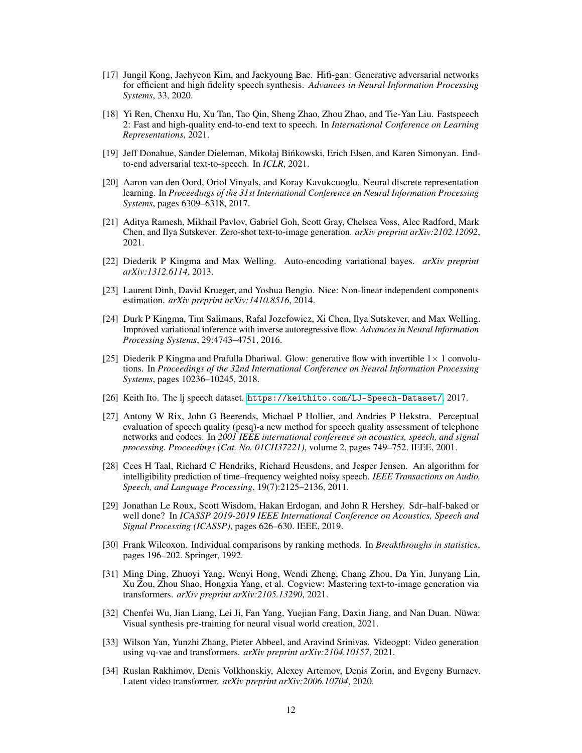[17] Jungil Kong, Jaehyeon Kim, and Jaekyoung Bae. Hifi-gan: Generative adversarial networks for efficient and high fidelity speech synthesis. *Advances in Neural Information Processing Systems*, 33, 2020.

[18] Yi Ren, Chenxu Hu, Xu Tan, Tao Qin, Sheng Zhao, Zhou Zhao, and Tie-Yan Liu. Fastspeech 2: Fast and high-quality end-to-end text to speech. In *International Conference on Learning Representations*, 2021.

[19] Jeff Donahue, Sander Dieleman, Mikołaj Bińkowski, Erich Elsen, and Karen Simonyan. End-to-end adversarial text-to-speech. In *ICLR*, 2021.

[20] Aaron van den Oord, Oriol Vinyals, and Koray Kavukcuoglu. Neural discrete representation learning. In *Proceedings of the 31st International Conference on Neural Information Processing Systems*, pages 6309–6318, 2017.

[21] Aditya Ramesh, Mikhail Pavlov, Gabriel Goh, Scott Gray, Chelsea Voss, Alec Radford, Mark Chen, and Ilya Sutskever. Zero-shot text-to-image generation. *arXiv preprint arXiv:2102.12092*, 2021.

[22] Diederik P Kingma and Max Welling. Auto-encoding variational bayes. *arXiv preprint arXiv:1312.6114*, 2013.

[23] Laurent Dinh, David Krueger, and Yoshua Bengio. Nice: Non-linear independent components estimation. *arXiv preprint arXiv:1410.8516*, 2014.

[24] Durk P Kingma, Tim Salimans, Rafal Jozefowicz, Xi Chen, Ilya Sutskever, and Max Welling. Improved variational inference with inverse autoregressive flow. *Advances in Neural Information Processing Systems*, 29:4743–4751, 2016.

[25] Diederik P Kingma and Prafulla Dhariwal. Glow: generative flow with invertible $1\times 1$ convolutions. In *Proceedings of the 32nd International Conference on Neural Information Processing Systems*, pages 10236–10245, 2018.

[26] Keith Ito. The lj speech dataset. https://keithito.com/LJ-Speech-Dataset/, 2017.

[27] Antony W Rix, John G Beerends, Michael P Hollier, and Andries P Hekstra. Perceptual evaluation of speech quality (pesq)-a new method for speech quality assessment of telephone networks and codecs. In *2001 IEEE international conference on acoustics, speech, and signal processing. Proceedings (Cat. No. 01CH37221)*, volume 2, pages 749–752. IEEE, 2001.

[28] Cees H Taal, Richard C Hendriks, Richard Heusdens, and Jesper Jensen. An algorithm for intelligibility prediction of time–frequency weighted noisy speech. *IEEE Transactions on Audio, Speech, and Language Processing*, 19(7):2125–2136, 2011.

[29] Jonathan Le Roux, Scott Wisdom, Hakan Erdogan, and John R Hershey. Sdr–half-baked or well done? In *ICASSP 2019-2019 IEEE International Conference on Acoustics, Speech and Signal Processing (ICASSP)*, pages 626–630. IEEE, 2019.

[30] Frank Wilcoxon. Individual comparisons by ranking methods. In *Breakthroughs in statistics*, pages 196–202. Springer, 1992.

[31] Ming Ding, Zhuoyi Yang, Wenyi Hong, Wendi Zheng, Chang Zhou, Da Yin, Junyang Lin, Xu Zou, Zhou Shao, Hongxia Yang, et al. Cogview: Mastering text-to-image generation via transformers. *arXiv preprint arXiv:2105.13290*, 2021.

[32] Chenfei Wu, Jian Liang, Lei Ji, Fan Yang, Yuejian Fang, Daxin Jiang, and Nan Duan. Nüwa: Visual synthesis pre-training for neural visual world creation, 2021.

[33] Wilson Yan, Yunzhi Zhang, Pieter Abbeel, and Aravind Srinivas. Videogpt: Video generation using vq-vae and transformers. *arXiv preprint arXiv:2104.10157*, 2021.

[34] Ruslan Rakhimov, Denis Volkhonskiy, Alexey Artemov, Denis Zorin, and Evgeny Burnaev. Latent video transformer. *arXiv preprint arXiv:2006.10704*, 2020.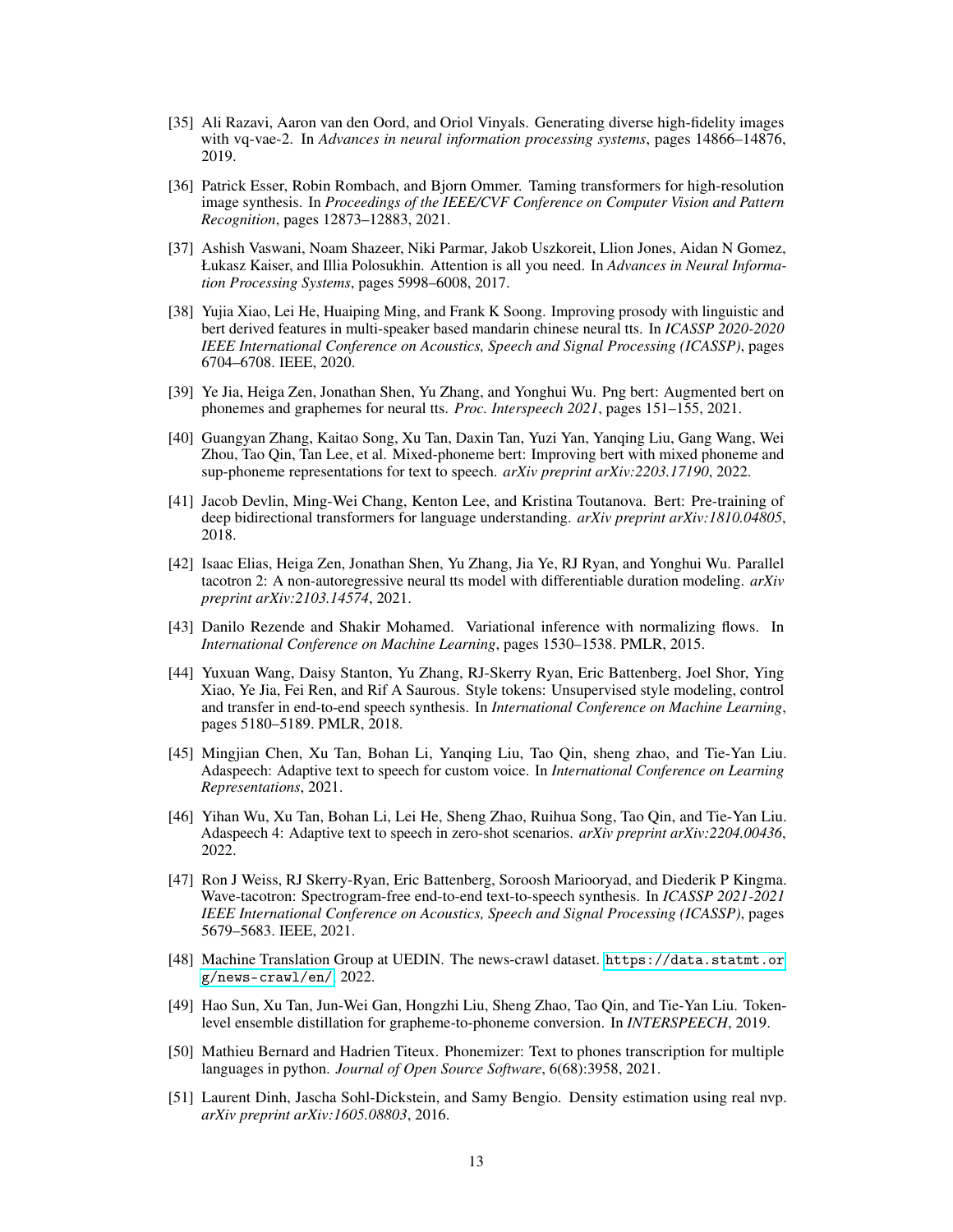[35] Ali Razavi, Aaron van den Oord, and Oriol Vinyals. Generating diverse high-fidelity images with vq-vae-2. In *Advances in neural information processing systems*, pages 14866–14876, 2019.

[36] Patrick Esser, Robin Rombach, and Bjorn Ommer. Taming transformers for high-resolution image synthesis. In *Proceedings of the IEEE/CVF Conference on Computer Vision and Pattern Recognition*, pages 12873–12883, 2021.

[37] Ashish Vaswani, Noam Shazeer, Niki Parmar, Jakob Uszkoreit, Llion Jones, Aidan N Gomez, Łukasz Kaiser, and Illia Polosukhin. Attention is all you need. In *Advances in Neural Information Processing Systems*, pages 5998–6008, 2017.

[38] Yujia Xiao, Lei He, Huaiping Ming, and Frank K Soong. Improving prosody with linguistic and bert derived features in multi-speaker based mandarin chinese neural tts. In *ICASSP 2020-2020 IEEE International Conference on Acoustics, Speech and Signal Processing (ICASSP)*, pages 6704–6708. IEEE, 2020.

[39] Ye Jia, Heiga Zen, Jonathan Shen, Yu Zhang, and Yonghui Wu. Png bert: Augmented bert on phonemes and graphemes for neural tts. *Proc. Interspeech 2021*, pages 151–155, 2021.

[40] Guangyan Zhang, Kaitao Song, Xu Tan, Daxin Tan, Yuzi Yan, Yanqing Liu, Gang Wang, Wei Zhou, Tao Qin, Tan Lee, et al. Mixed-phoneme bert: Improving bert with mixed phoneme and sup-phoneme representations for text to speech. *arXiv preprint arXiv:2203.17190*, 2022.

[41] Jacob Devlin, Ming-Wei Chang, Kenton Lee, and Kristina Toutanova. Bert: Pre-training of deep bidirectional transformers for language understanding. *arXiv preprint arXiv:1810.04805*, 2018.

[42] Isaac Elias, Heiga Zen, Jonathan Shen, Yu Zhang, Jia Ye, RJ Ryan, and Yonghui Wu. Parallel tacotron 2: A non-autoregressive neural tts model with differentiable duration modeling. *arXiv preprint arXiv:2103.14574*, 2021.

[43] Danilo Rezende and Shakir Mohamed. Variational inference with normalizing flows. In *International Conference on Machine Learning*, pages 1530–1538. PMLR, 2015.

[44] Yuxuan Wang, Daisy Stanton, Yu Zhang, RJ-Skerry Ryan, Eric Battenberg, Joel Shor, Ying Xiao, Ye Jia, Fei Ren, and Rif A Saurous. Style tokens: Unsupervised style modeling, control and transfer in end-to-end speech synthesis. In *International Conference on Machine Learning*, pages 5180–5189. PMLR, 2018.

[45] Mingjian Chen, Xu Tan, Bohan Li, Yanqing Liu, Tao Qin, sheng zhao, and Tie-Yan Liu. Adaspeech: Adaptive text to speech for custom voice. In *International Conference on Learning Representations*, 2021.

[46] Yihan Wu, Xu Tan, Bohan Li, Lei He, Sheng Zhao, Ruihua Song, Tao Qin, and Tie-Yan Liu. Adaspeech 4: Adaptive text to speech in zero-shot scenarios. *arXiv preprint arXiv:2204.00436*, 2022.

[47] Ron J Weiss, RJ Skerry-Ryan, Eric Battenberg, Soroosh Mariooryad, and Diederik P Kingma. Wave-tacotron: Spectrogram-free end-to-end text-to-speech synthesis. In *ICASSP 2021-2021 IEEE International Conference on Acoustics, Speech and Signal Processing (ICASSP)*, pages 5679–5683. IEEE, 2021.

[48] Machine Translation Group at UEDIN. The news-crawl dataset. `https://data.statmt.org/news-crawl/en/`, 2022.

[49] Hao Sun, Xu Tan, Jun-Wei Gan, Hongzhi Liu, Sheng Zhao, Tao Qin, and Tie-Yan Liu. Token-level ensemble distillation for grapheme-to-phoneme conversion. In *INTERSPEECH*, 2019.

[50] Mathieu Bernard and Hadrien Titeux. Phonemizer: Text to phones transcription for multiple languages in python. *Journal of Open Source Software*, 6(68):3958, 2021.

[51] Laurent Dinh, Jascha Sohl-Dickstein, and Samy Bengio. Density estimation using real nvp. *arXiv preprint arXiv:1605.08803*, 2016.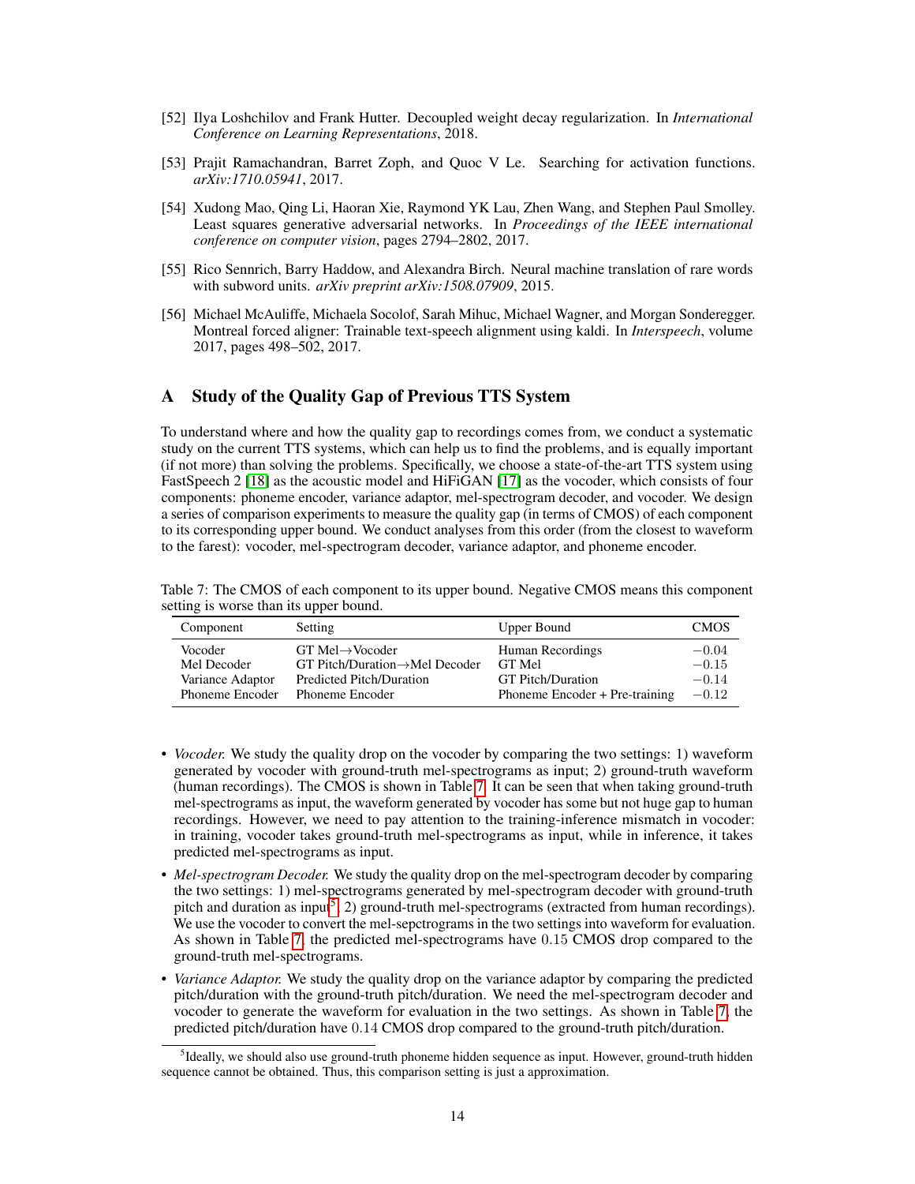[52] Ilya Loshchilov and Frank Hutter. Decoupled weight decay regularization. In *International Conference on Learning Representations*, 2018.

[53] Prajit Ramachandran, Barret Zoph, and Quoc V Le. Searching for activation functions. *arXiv:1710.05941*, 2017.

[54] Xudong Mao, Qing Li, Haoran Xie, Raymond YK Lau, Zhen Wang, and Stephen Paul Smolley. Least squares generative adversarial networks. In *Proceedings of the IEEE international conference on computer vision*, pages 2794–2802, 2017.

[55] Rico Sennrich, Barry Haddow, and Alexandra Birch. Neural machine translation of rare words with subword units. *arXiv preprint arXiv:1508.07909*, 2015.

[56] Michael McAuliffe, Michaela Socolof, Sarah Mihuc, Michael Wagner, and Morgan Sonderegger. Montreal forced aligner: Trainable text-speech alignment using kaldi. In *Interspeech*, volume 2017, pages 498–502, 2017.

# A Study of the Quality Gap of Previous TTS System

To understand where and how the quality gap to recordings comes from, we conduct a systematic study on the current TTS systems, which can help us to find the problems, and is equally important (if not more) than solving the problems. Specifically, we choose a state-of-the-art TTS system using FastSpeech 2 [18] as the acoustic model and HiFiGAN [17] as the vocoder, which consists of four components: phoneme encoder, variance adaptor, mel-spectrogram decoder, and vocoder. We design a series of comparison experiments to measure the quality gap (in terms of CMOS) of each component to its corresponding upper bound. We conduct analyses from this order (from the closest to waveform to the farest): vocoder, mel-spectrogram decoder, variance adaptor, and phoneme encoder.

Table 7: The CMOS of each component to its upper bound. Negative CMOS means this component setting is worse than its upper bound.

| Component | Setting | Upper Bound | CMOS |
|---|---|---|---|
| Vocoder | GT Mel→Vocoder | Human Recordings | $-0.04$ |
| Mel Decoder | GT Pitch/Duration→Mel Decoder | GT Mel | $-0.15$ |
| Variance Adaptor | Predicted Pitch/Duration | GT Pitch/Duration | $-0.14$ |
| Phoneme Encoder | Phoneme Encoder | Phoneme Encoder + Pre-training | $-0.12$ |

- *Vocoder.* We study the quality drop on the vocoder by comparing the two settings: 1) waveform generated by vocoder with ground-truth mel-spectrograms as input; 2) ground-truth waveform (human recordings). The CMOS is shown in Table 7. It can be seen that when taking ground-truth mel-spectrograms as input, the waveform generated by vocoder has some but not huge gap to human recordings. However, we need to pay attention to the training-inference mismatch in vocoder: in training, vocoder takes ground-truth mel-spectrograms as input, while in inference, it takes predicted mel-spectrograms as input.
- *Mel-spectrogram Decoder.* We study the quality drop on the mel-spectrogram decoder by comparing the two settings: 1) mel-spectrograms generated by mel-spectrogram decoder with ground-truth pitch and duration as input[5]; 2) ground-truth mel-spectrograms (extracted from human recordings). We use the vocoder to convert the mel-sepctrograms in the two settings into waveform for evaluation. As shown in Table 7, the predicted mel-spectrograms have 0.15 CMOS drop compared to the ground-truth mel-spectrograms.
- *Variance Adaptor.* We study the quality drop on the variance adaptor by comparing the predicted pitch/duration with the ground-truth pitch/duration. We need the mel-spectrogram decoder and vocoder to generate the waveform for evaluation in the two settings. As shown in Table 7, the predicted pitch/duration have 0.14 CMOS drop compared to the ground-truth pitch/duration.

[5] Ideally, we should also use ground-truth phoneme hidden sequence as input. However, ground-truth hidden sequence cannot be obtained. Thus, this comparison setting is just a approximation.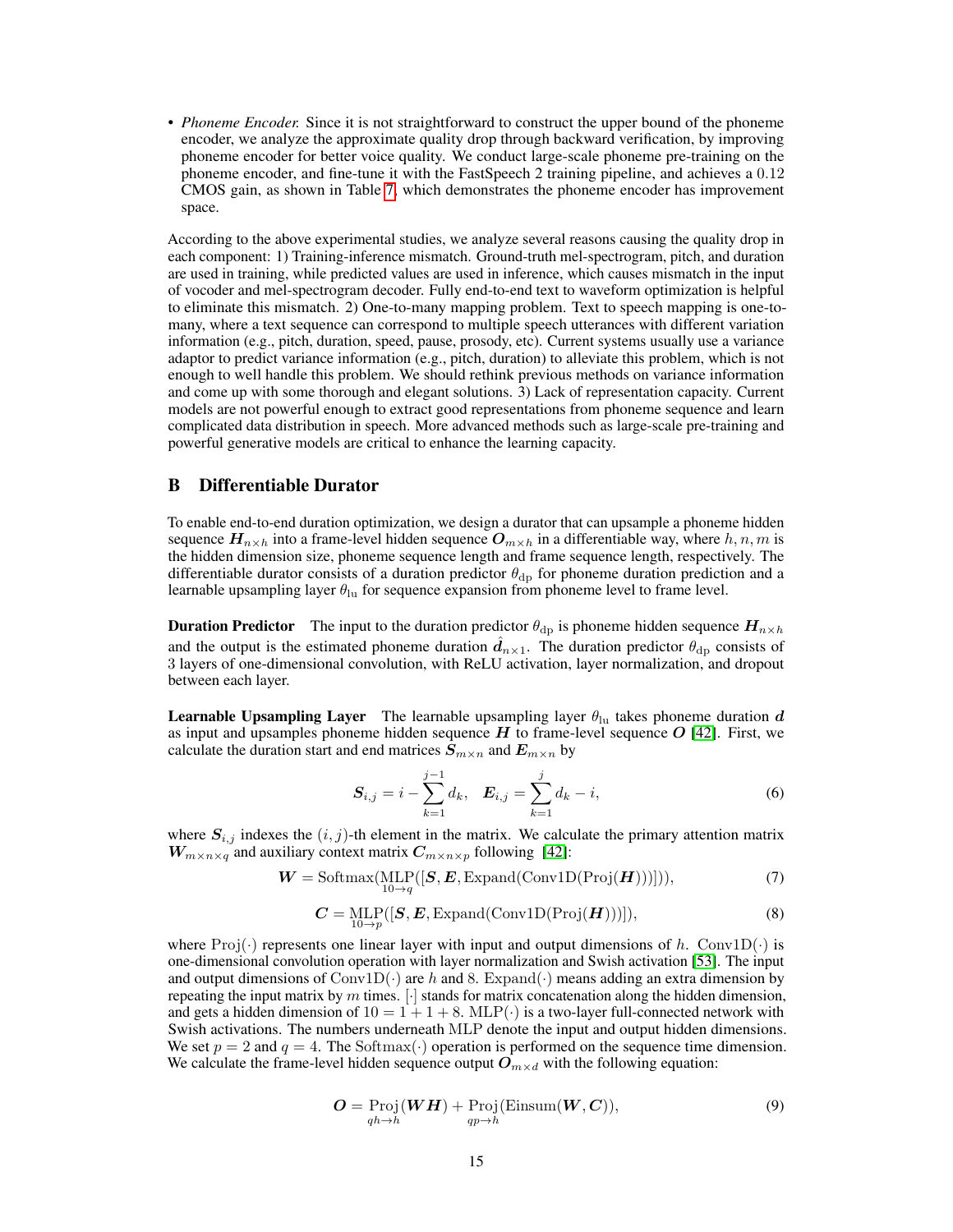- *Phoneme Encoder.* Since it is not straightforward to construct the upper bound of the phoneme encoder, we analyze the approximate quality drop through backward verification, by improving phoneme encoder for better voice quality. We conduct large-scale phoneme pre-training on the phoneme encoder, and fine-tune it with the FastSpeech 2 training pipeline, and achieves a 0.12 CMOS gain, as shown in Table 7, which demonstrates the phoneme encoder has improvement space.

According to the above experimental studies, we analyze several reasons causing the quality drop in each component: 1) Training-inference mismatch. Ground-truth mel-spectrogram, pitch, and duration are used in training, while predicted values are used in inference, which causes mismatch in the input of vocoder and mel-spectrogram decoder. Fully end-to-end text to waveform optimization is helpful to eliminate this mismatch. 2) One-to-many mapping problem. Text to speech mapping is one-to-many, where a text sequence can correspond to multiple speech utterances with different variation information (e.g., pitch, duration, speed, pause, prosody, etc). Current systems usually use a variance adaptor to predict variance information (e.g., pitch, duration) to alleviate this problem, which is not enough to well handle this problem. We should rethink previous methods on variance information and come up with some thorough and elegant solutions. 3) Lack of representation capacity. Current models are not powerful enough to extract good representations from phoneme sequence and learn complicated data distribution in speech. More advanced methods such as large-scale pre-training and powerful generative models are critical to enhance the learning capacity.

# B Differentiable Durator

To enable end-to-end duration optimization, we design a durator that can upsample a phoneme hidden sequence $\boldsymbol{H}_{n\times h}$ into a frame-level hidden sequence $\boldsymbol{O}_{m\times h}$ in a differentiable way, where $h, n, m$ is the hidden dimension size, phoneme sequence length and frame sequence length, respectively. The differentiable durator consists of a duration predictor $\theta_{\text{dp}}$ for phoneme duration prediction and a learnable upsampling layer $\theta_{\text{lu}}$ for sequence expansion from phoneme level to frame level.

**Duration Predictor** The input to the duration predictor $\theta_{\text{dp}}$ is phoneme hidden sequence $\boldsymbol{H}_{n\times h}$ and the output is the estimated phoneme duration $\hat{\boldsymbol{d}}_{n\times 1}$. The duration predictor $\theta_{\text{dp}}$ consists of 3 layers of one-dimensional convolution, with ReLU activation, layer normalization, and dropout between each layer.

**Learnable Upsampling Layer** The learnable upsampling layer $\theta_{\text{lu}}$ takes phoneme duration $\boldsymbol{d}$ as input and upsamples phoneme hidden sequence $\boldsymbol{H}$ to frame-level sequence $\boldsymbol{O}$ [42]. First, we calculate the duration start and end matrices $\boldsymbol{S}_{m\times n}$ and $\boldsymbol{E}_{m\times n}$ by

$$\boldsymbol{S}_{i,j} = i - \sum_{k=1}^{j-1} d_k, \quad \boldsymbol{E}_{i,j} = \sum_{k=1}^{j} d_k - i, \tag{6}$$

where $\boldsymbol{S}_{i,j}$ indexes the $(i,j)$-th element in the matrix. We calculate the primary attention matrix $\boldsymbol{W}_{m\times n\times q}$ and auxiliary context matrix $\boldsymbol{C}_{m\times n\times p}$ following [42]:

$$\boldsymbol{W} = \text{Softmax}(\underset{10\to q}{\text{MLP}}([\boldsymbol{S}, \boldsymbol{E}, \text{Expand}(\text{Conv1D}(\text{Proj}(\boldsymbol{H})))])), \tag{7}$$

$$\boldsymbol{C} = \underset{10\to p}{\text{MLP}}([\boldsymbol{S}, \boldsymbol{E}, \text{Expand}(\text{Conv1D}(\text{Proj}(\boldsymbol{H})))]), \tag{8}$$

where $\text{Proj}(\cdot)$ represents one linear layer with input and output dimensions of $h$. $\text{Conv1D}(\cdot)$ is one-dimensional convolution operation with layer normalization and Swish activation [53]. The input and output dimensions of $\text{Conv1D}(\cdot)$ are $h$ and 8. $\text{Expand}(\cdot)$ means adding an extra dimension by repeating the input matrix by $m$ times. $[\cdot]$ stands for matrix concatenation along the hidden dimension, and gets a hidden dimension of $10 = 1 + 1 + 8$. $\text{MLP}(\cdot)$ is a two-layer full-connected network with Swish activations. The numbers underneath MLP denote the input and output hidden dimensions. We set $p = 2$ and $q = 4$. The $\text{Softmax}(\cdot)$ operation is performed on the sequence time dimension. We calculate the frame-level hidden sequence output $\boldsymbol{O}_{m\times d}$ with the following equation:

$$\boldsymbol{O} = \underset{qh\to h}{\text{Proj}}(\boldsymbol{W}\boldsymbol{H}) + \underset{qp\to h}{\text{Proj}}(\text{Einsum}(\boldsymbol{W}, \boldsymbol{C})), \tag{9}$$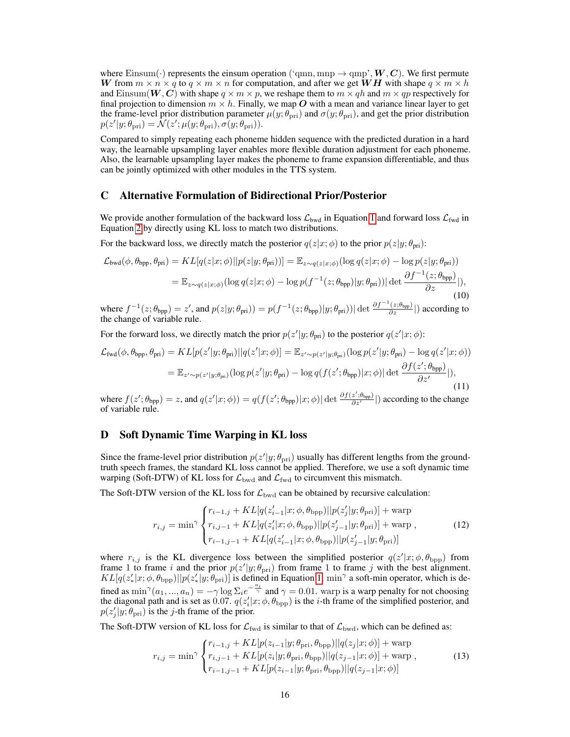where $\text{Einsum}(\cdot)$ represents the einsum operation ('qmn, mnp $\rightarrow$ qmp', $\boldsymbol{W}, \boldsymbol{C}$). We first permute $\boldsymbol{W}$ from $m \times n \times q$ to $q \times m \times n$ for computation, and after we get $\boldsymbol{W}\boldsymbol{H}$ with shape $q \times m \times h$ and $\text{Einsum}(\boldsymbol{W}, \boldsymbol{C})$ with shape $q \times m \times p$, we reshape them to $m \times qh$ and $m \times qp$ respectively for final projection to dimension $m \times h$. Finally, we map $\boldsymbol{O}$ with a mean and variance linear layer to get the frame-level prior distribution parameter $\mu(y; \theta_{\text{pri}})$ and $\sigma(y; \theta_{\text{pri}})$, and get the prior distribution $p(z'|y; \theta_{\text{pri}}) = \mathcal{N}(z'; \mu(y; \theta_{\text{pri}}), \sigma(y; \theta_{\text{pri}}))$.

Compared to simply repeating each phoneme hidden sequence with the predicted duration in a hard way, the learnable upsampling layer enables more flexible duration adjustment for each phoneme. Also, the learnable upsampling layer makes the phoneme to frame expansion differentiable, and thus can be jointly optimized with other modules in the TTS system.

## C Alternative Formulation of Bidirectional Prior/Posterior

We provide another formulation of the backward loss $\mathcal{L}_{\text{bwd}}$ in Equation 1 and forward loss $\mathcal{L}_{\text{fwd}}$ in Equation 2 by directly using KL loss to match two distributions.

For the backward loss, we directly match the posterior $q(z|x; \phi)$ to the prior $p(z|y; \theta_{\text{pri}})$:

$$
\begin{aligned}
\mathcal{L}_{\text{bwd}}(\phi, \theta_{\text{bpp}}, \theta_{\text{pri}}) &= KL[q(z|x; \phi) || p(z|y; \theta_{\text{pri}}))] = \mathbb{E}_{z \sim q(z|x;\phi)}(\log q(z|x; \phi) - \log p(z|y; \theta_{\text{pri}})) \\
&= \mathbb{E}_{z \sim q(z|x;\phi)}(\log q(z|x; \phi) - \log p(f^{-1}(z; \theta_{\text{bpp}})|y; \theta_{\text{pri}}))| \det \frac{\partial f^{-1}(z; \theta_{\text{bpp}})}{\partial z}|),
\end{aligned}
\tag{10}
$$

where $f^{-1}(z; \theta_{\text{bpp}}) = z'$, and $p(z|y; \theta_{\text{pri}})) = p(f^{-1}(z; \theta_{\text{bpp}})|y; \theta_{\text{pri}}))| \det \frac{\partial f^{-1}(z; \theta_{\text{bpp}})}{\partial z}|)$ according to the change of variable rule.

For the forward loss, we directly match the prior $p(z'|y; \theta_{\text{pri}})$ to the posterior $q(z'|x; \phi)$:

$$
\begin{aligned}
\mathcal{L}_{\text{fwd}}(\phi, \theta_{\text{bpp}}, \theta_{\text{pri}}) &= KL[p(z'|y; \theta_{\text{pri}}) || q(z'|x; \phi)] = \mathbb{E}_{z' \sim p(z'|y;\theta_{\text{pri}})}(\log p(z'|y; \theta_{\text{pri}}) - \log q(z'|x; \phi)) \\
&= \mathbb{E}_{z' \sim p(z'|y;\theta_{\text{pri}})}(\log p(z'|y; \theta_{\text{pri}}) - \log q(f(z'; \theta_{\text{bpp}})|x; \phi)| \det \frac{\partial f(z'; \theta_{\text{bpp}})}{\partial z'}|),
\end{aligned}
\tag{11}
$$

where $f(z'; \theta_{\text{bpp}}) = z$, and $q(z'|x; \phi)) = q(f(z'; \theta_{\text{bpp}})|x; \phi)| \det \frac{\partial f(z'; \theta_{\text{bpp}})}{\partial z'}|)$ according to the change of variable rule.

## D Soft Dynamic Time Warping in KL loss

Since the frame-level prior distribution $p(z'|y; \theta_{\text{pri}})$ usually has different lengths from the ground-truth speech frames, the standard KL loss cannot be applied. Therefore, we use a soft dynamic time warping (Soft-DTW) of KL loss for $\mathcal{L}_{\text{bwd}}$ and $\mathcal{L}_{\text{fwd}}$ to circumvent this mismatch.

The Soft-DTW version of the KL loss for $\mathcal{L}_{\text{bwd}}$ can be obtained by recursive calculation:

$$
r_{i,j} = \min{}^{\gamma}
\begin{cases}
r_{i-1,j} + KL[q(z'_{i-1}|x; \phi, \theta_{\text{bpp}}) || p(z'_j|y; \theta_{\text{pri}})] + \text{warp} \\
r_{i,j-1} + KL[q(z'_i|x; \phi, \theta_{\text{bpp}}) || p(z'_{j-1}|y; \theta_{\text{pri}})] + \text{warp} \\
r_{i-1,j-1} + KL[q(z'_{i-1}|x; \phi, \theta_{\text{bpp}}) || p(z'_{j-1}|y; \theta_{\text{pri}})]
\end{cases},
\tag{12}
$$

where $r_{i,j}$ is the KL divergence loss between the simplified posterior $q(z'|x; \phi, \theta_{\text{bpp}})$ from frame 1 to frame $i$ and the prior $p(z'|y; \theta_{\text{pri}})$ from frame 1 to frame $j$ with the best alignment. $KL[q(z'_*|x; \phi, \theta_{\text{bpp}}) || p(z'_*|y; \theta_{\text{pri}})]$ is defined in Equation 1. $\min^{\gamma}$ a soft-min operator, which is defined as $\min^{\gamma}(a_1, ..., a_n) = -\gamma \log \Sigma_i e^{-\frac{a_i}{\gamma}}$ and $\gamma = 0.01$. warp is a warp penalty for not choosing the diagonal path and is set as 0.07. $q(z'_i|x; \phi, \theta_{\text{bpp}})$ is the $i$-th frame of the simplified posterior, and $p(z'_j|y; \theta_{\text{pri}})$ is the $j$-th frame of the prior.

The Soft-DTW version of KL loss for $\mathcal{L}_{\text{fwd}}$ is similar to that of $\mathcal{L}_{\text{bwd}}$, which can be defined as:

$$
r_{i,j} = \min{}^{\gamma}
\begin{cases}
r_{i-1,j} + KL[p(z_{i-1}|y; \theta_{\text{pri}}, \theta_{\text{bpp}}) || q(z_j|x; \phi)] + \text{warp} \\
r_{i,j-1} + KL[p(z_i|y; \theta_{\text{pri}}, \theta_{\text{bpp}}) || q(z_{j-1}|x; \phi)] + \text{warp} \\
r_{i-1,j-1} + KL[p(z_{i-1}|y; \theta_{\text{pri}}, \theta_{\text{bpp}}) || q(z_{j-1}|x; \phi)]
\end{cases},
\tag{13}
$$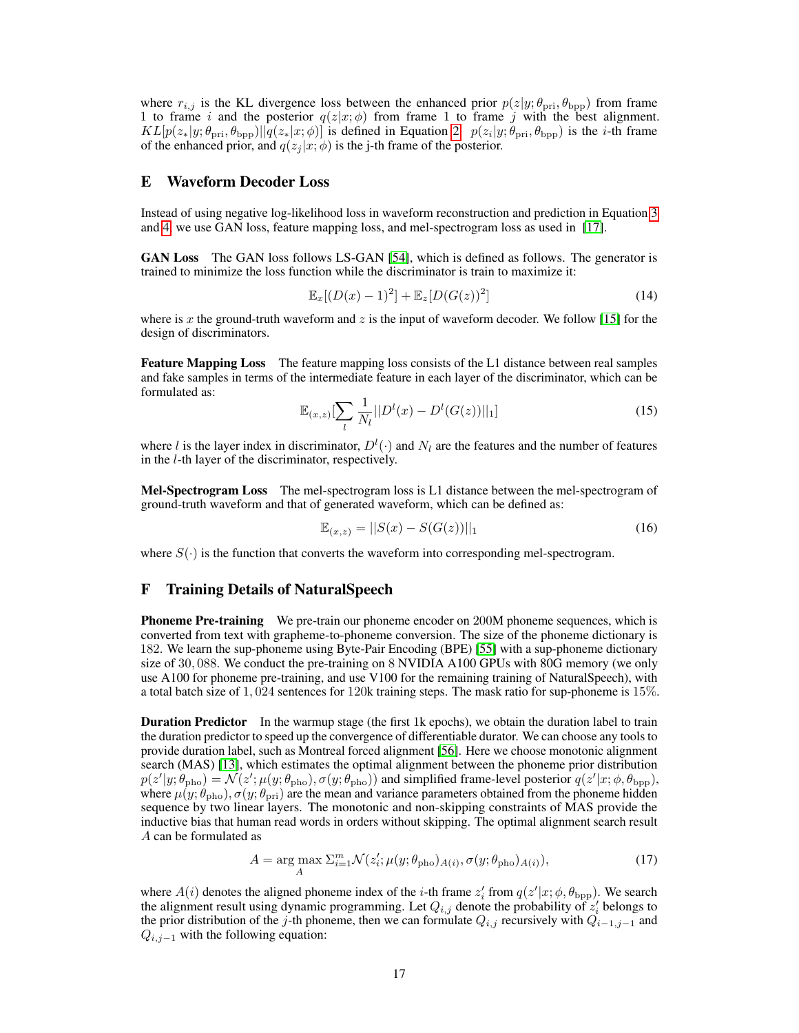where $r_{i,j}$ is the KL divergence loss between the enhanced prior $p(z|y;\theta_{\text{pri}},\theta_{\text{bpp}})$ from frame 1 to frame $i$ and the posterior $q(z|x;\phi)$ from frame 1 to frame $j$ with the best alignment. $KL[p(z_*|y;\theta_{\text{pri}},\theta_{\text{bpp}})||q(z_*|x;\phi)]$ is defined in Equation 2. $p(z_i|y;\theta_{\text{pri}},\theta_{\text{bpp}})$ is the $i$-th frame of the enhanced prior, and $q(z_j|x;\phi)$ is the j-th frame of the posterior.

## E Waveform Decoder Loss

Instead of using negative log-likelihood loss in waveform reconstruction and prediction in Equation 3 and 4, we use GAN loss, feature mapping loss, and mel-spectrogram loss as used in [17].

**GAN Loss** The GAN loss follows LS-GAN [54], which is defined as follows. The generator is trained to minimize the loss function while the discriminator is train to maximize it:

$$\mathbb{E}_x[(D(x)-1)^2] + \mathbb{E}_z[D(G(z))^2] \tag{14}$$

where is $x$ the ground-truth waveform and $z$ is the input of waveform decoder. We follow [15] for the design of discriminators.

**Feature Mapping Loss** The feature mapping loss consists of the L1 distance between real samples and fake samples in terms of the intermediate feature in each layer of the discriminator, which can be formulated as:

$$\mathbb{E}_{(x,z)}[\sum_l \frac{1}{N_l}||D^l(x) - D^l(G(z))||_1] \tag{15}$$

where $l$ is the layer index in discriminator, $D^l(\cdot)$ and $N_l$ are the features and the number of features in the $l$-th layer of the discriminator, respectively.

**Mel-Spectrogram Loss** The mel-spectrogram loss is L1 distance between the mel-spectrogram of ground-truth waveform and that of generated waveform, which can be defined as:

$$\mathbb{E}_{(x,z)} = ||S(x) - S(G(z))||_1 \tag{16}$$

where $S(\cdot)$ is the function that converts the waveform into corresponding mel-spectrogram.

## F Training Details of NaturalSpeech

**Phoneme Pre-training** We pre-train our phoneme encoder on 200M phoneme sequences, which is converted from text with grapheme-to-phoneme conversion. The size of the phoneme dictionary is 182. We learn the sup-phoneme using Byte-Pair Encoding (BPE) [55] with a sup-phoneme dictionary size of $30,088$. We conduct the pre-training on 8 NVIDIA A100 GPUs with 80G memory (we only use A100 for phoneme pre-training, and use V100 for the remaining training of NaturalSpeech), with a total batch size of $1,024$ sentences for 120k training steps. The mask ratio for sup-phoneme is $15\%$.

**Duration Predictor** In the warmup stage (the first 1k epochs), we obtain the duration label to train the duration predictor to speed up the convergence of differentiable durator. We can choose any tools to provide duration label, such as Montreal forced alignment [56]. Here we choose monotonic alignment search (MAS) [13], which estimates the optimal alignment between the phoneme prior distribution $p(z'|y;\theta_{\text{pho}}) = \mathcal{N}(z';\mu(y;\theta_{\text{pho}}),\sigma(y;\theta_{\text{pho}}))$ and simplified frame-level posterior $q(z'|x;\phi,\theta_{\text{bpp}})$, where $\mu(y;\theta_{\text{pho}}),\sigma(y;\theta_{\text{pri}})$ are the mean and variance parameters obtained from the phoneme hidden sequence by two linear layers. The monotonic and non-skipping constraints of MAS provide the inductive bias that human read words in orders without skipping. The optimal alignment search result $A$ can be formulated as

$$A = \arg\max_A \Sigma_{i=1}^m \mathcal{N}(z'_i;\mu(y;\theta_{\text{pho}})_{A(i)},\sigma(y;\theta_{\text{pho}})_{A(i)}), \tag{17}$$

where $A(i)$ denotes the aligned phoneme index of the $i$-th frame $z'_i$ from $q(z'|x;\phi,\theta_{\text{bpp}})$. We search the alignment result using dynamic programming. Let $Q_{i,j}$ denote the probability of $z'_i$ belongs to the prior distribution of the $j$-th phoneme, then we can formulate $Q_{i,j}$ recursively with $Q_{i-1,j-1}$ and $Q_{i,j-1}$ with the following equation: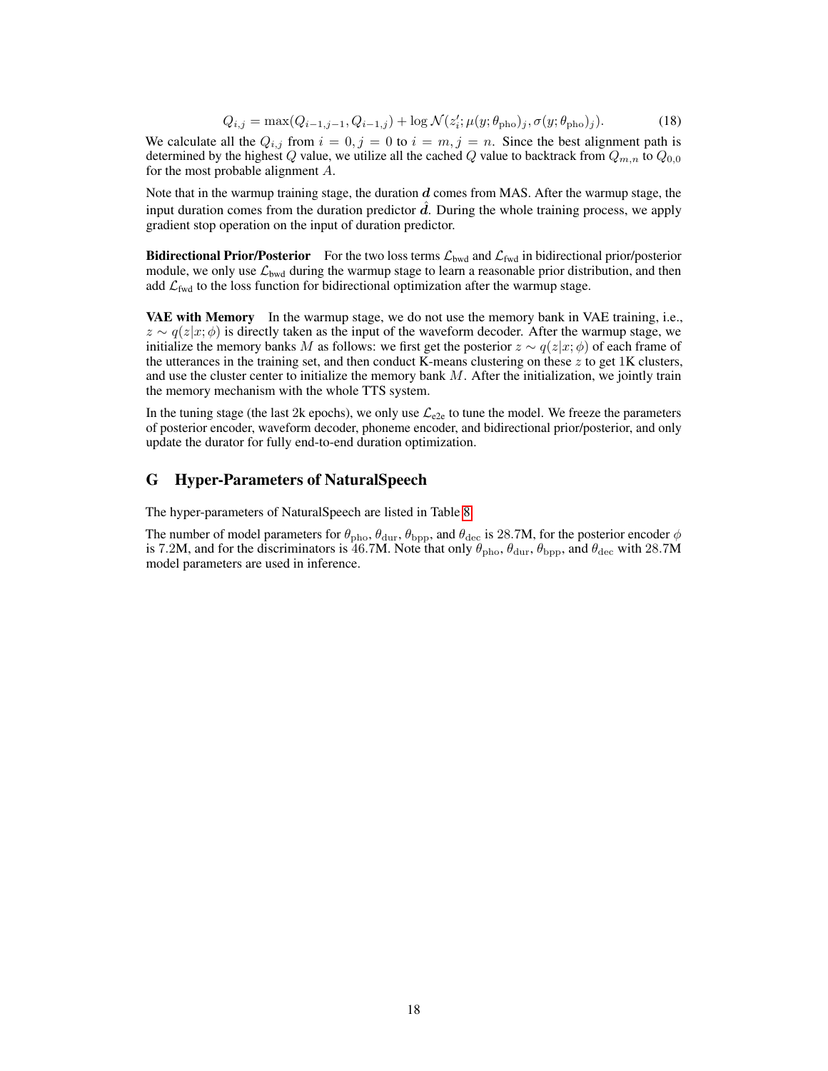$$Q_{i,j} = \max(Q_{i-1,j-1}, Q_{i-1,j}) + \log \mathcal{N}(z'_i; \mu(y; \theta_{\text{pho}})_j, \sigma(y; \theta_{\text{pho}})_j). \tag{18}$$

We calculate all the $Q_{i,j}$ from $i = 0, j = 0$ to $i = m, j = n$. Since the best alignment path is determined by the highest $Q$ value, we utilize all the cached $Q$ value to backtrack from $Q_{m,n}$ to $Q_{0,0}$ for the most probable alignment $A$.

Note that in the warmup training stage, the duration $\boldsymbol{d}$ comes from MAS. After the warmup stage, the input duration comes from the duration predictor $\hat{\boldsymbol{d}}$. During the whole training process, we apply gradient stop operation on the input of duration predictor.

**Bidirectional Prior/Posterior** For the two loss terms $\mathcal{L}_{\text{bwd}}$ and $\mathcal{L}_{\text{fwd}}$ in bidirectional prior/posterior module, we only use $\mathcal{L}_{\text{bwd}}$ during the warmup stage to learn a reasonable prior distribution, and then add $\mathcal{L}_{\text{fwd}}$ to the loss function for bidirectional optimization after the warmup stage.

**VAE with Memory** In the warmup stage, we do not use the memory bank in VAE training, i.e., $z \sim q(z|x; \phi)$ is directly taken as the input of the waveform decoder. After the warmup stage, we initialize the memory banks $M$ as follows: we first get the posterior $z \sim q(z|x; \phi)$ of each frame of the utterances in the training set, and then conduct K-means clustering on these $z$ to get 1K clusters, and use the cluster center to initialize the memory bank $M$. After the initialization, we jointly train the memory mechanism with the whole TTS system.

In the tuning stage (the last 2k epochs), we only use $\mathcal{L}_{\text{e2e}}$ to tune the model. We freeze the parameters of posterior encoder, waveform decoder, phoneme encoder, and bidirectional prior/posterior, and only update the durator for fully end-to-end duration optimization.

## G Hyper-Parameters of NaturalSpeech

The hyper-parameters of NaturalSpeech are listed in Table 8.

The number of model parameters for $\theta_{\text{pho}}$, $\theta_{\text{dur}}$, $\theta_{\text{bpp}}$, and $\theta_{\text{dec}}$ is 28.7M, for the posterior encoder $\phi$ is 7.2M, and for the discriminators is 46.7M. Note that only $\theta_{\text{pho}}$, $\theta_{\text{dur}}$, $\theta_{\text{bpp}}$, and $\theta_{\text{dec}}$ with 28.7M model parameters are used in inference.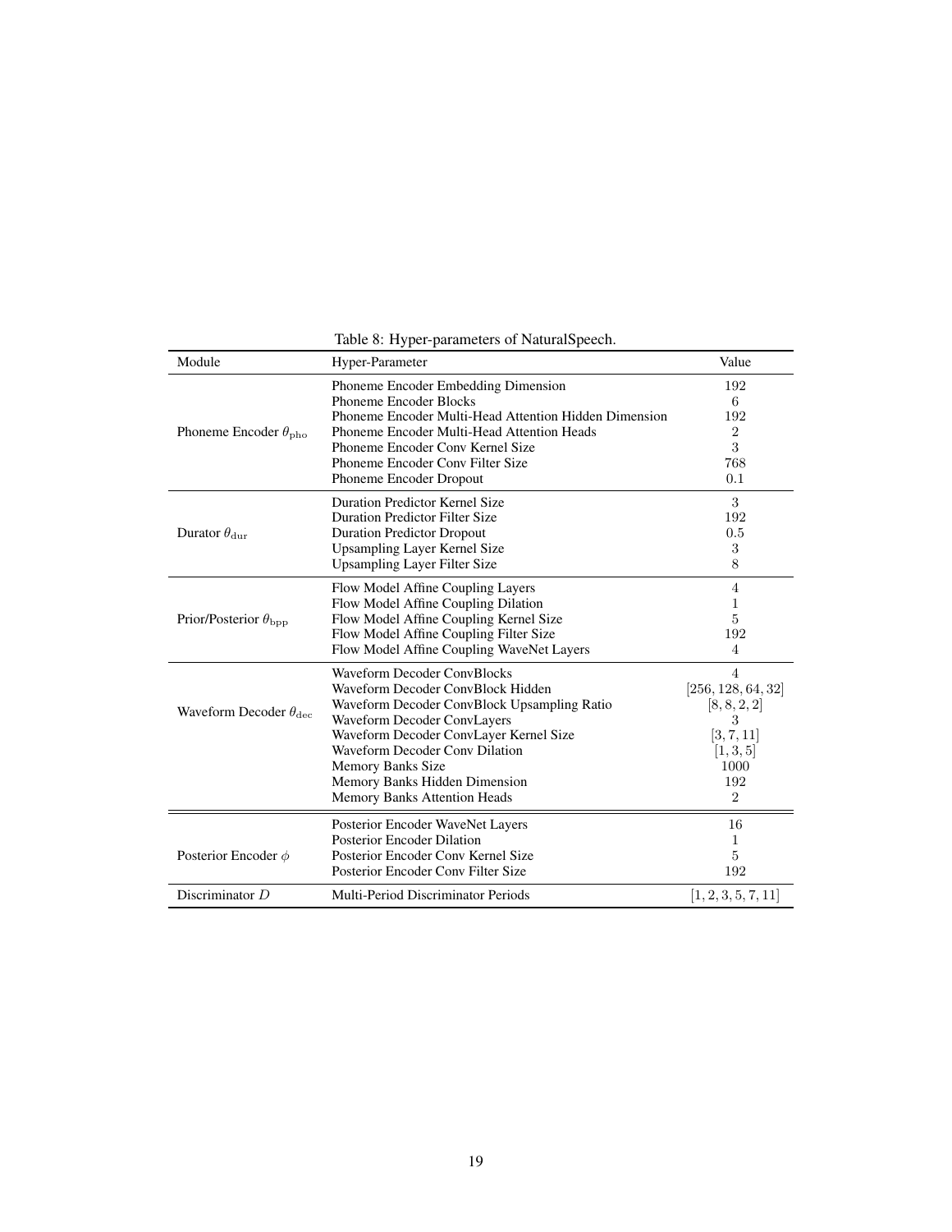Table 8: Hyper-parameters of NaturalSpeech.

| Module | Hyper-Parameter | Value |
|---|---|---|
| Phoneme Encoder $\theta_{\text{pho}}$ | Phoneme Encoder Embedding Dimension | $192$ |
| | Phoneme Encoder Blocks | $6$ |
| | Phoneme Encoder Multi-Head Attention Hidden Dimension | $192$ |
| | Phoneme Encoder Multi-Head Attention Heads | $2$ |
| | Phoneme Encoder Conv Kernel Size | $3$ |
| | Phoneme Encoder Conv Filter Size | $768$ |
| | Phoneme Encoder Dropout | $0.1$ |
| Durator $\theta_{\text{dur}}$ | Duration Predictor Kernel Size | $3$ |
| | Duration Predictor Filter Size | $192$ |
| | Duration Predictor Dropout | $0.5$ |
| | Upsampling Layer Kernel Size | $3$ |
| | Upsampling Layer Filter Size | $8$ |
| Prior/Posterior $\theta_{\text{bpp}}$ | Flow Model Affine Coupling Layers | $4$ |
| | Flow Model Affine Coupling Dilation | $1$ |
| | Flow Model Affine Coupling Kernel Size | $5$ |
| | Flow Model Affine Coupling Filter Size | $192$ |
| | Flow Model Affine Coupling WaveNet Layers | $4$ |
| Waveform Decoder $\theta_{\text{dec}}$ | Waveform Decoder ConvBlocks | $4$ |
| | Waveform Decoder ConvBlock Hidden | $[256, 128, 64, 32]$ |
| | Waveform Decoder ConvBlock Upsampling Ratio | $[8, 8, 2, 2]$ |
| | Waveform Decoder ConvLayers | $3$ |
| | Waveform Decoder ConvLayer Kernel Size | $[3, 7, 11]$ |
| | Waveform Decoder Conv Dilation | $[1, 3, 5]$ |
| | Memory Banks Size | $1000$ |
| | Memory Banks Hidden Dimension | $192$ |
| | Memory Banks Attention Heads | $2$ |
| Posterior Encoder $\phi$ | Posterior Encoder WaveNet Layers | $16$ |
| | Posterior Encoder Dilation | $1$ |
| | Posterior Encoder Conv Kernel Size | $5$ |
| | Posterior Encoder Conv Filter Size | $192$ |
| Discriminator $D$ | Multi-Period Discriminator Periods | $[1, 2, 3, 5, 7, 11]$ |